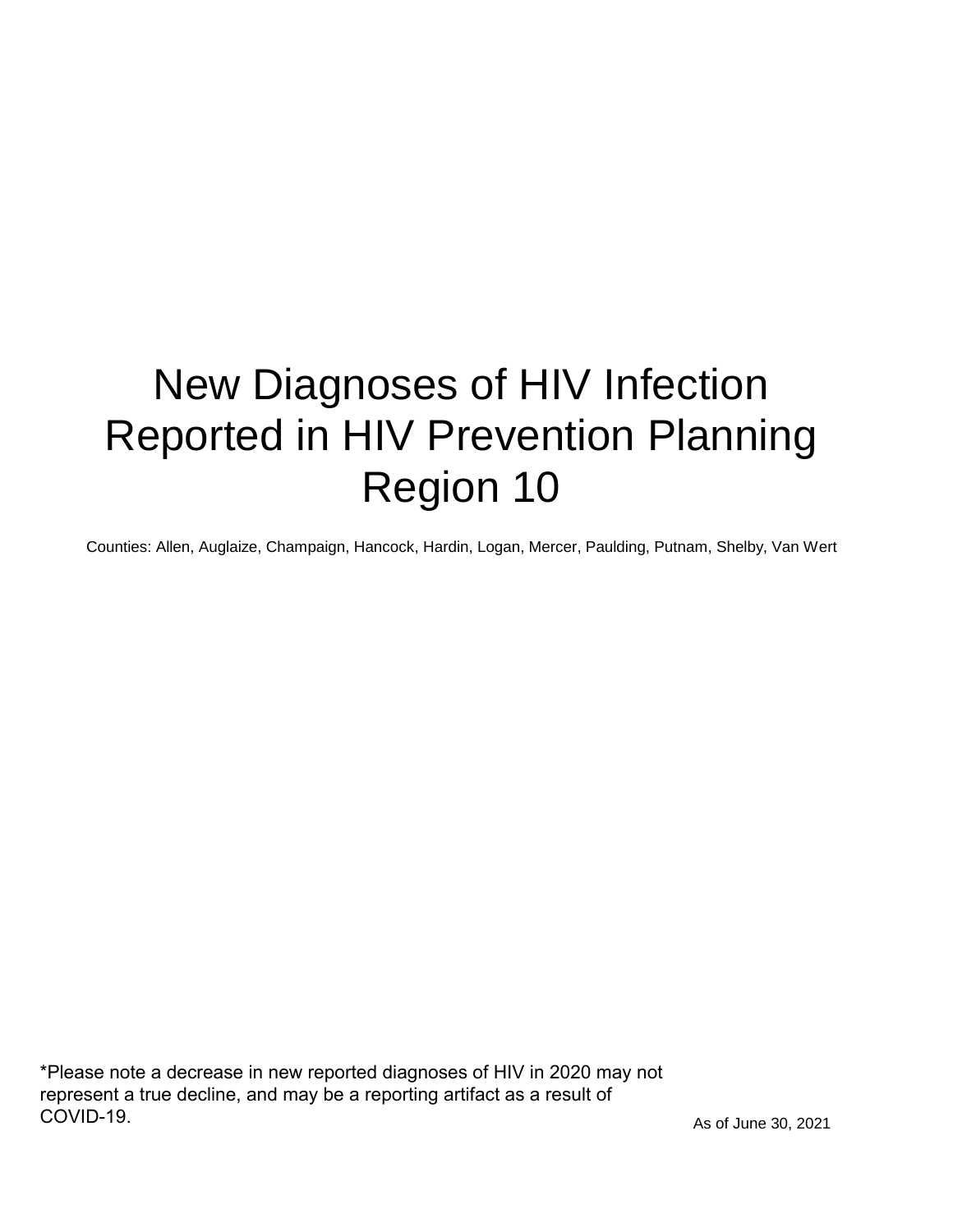# New Diagnoses of HIV Infection Reported in HIV Prevention Planning Region 10

Counties: Allen, Auglaize, Champaign, Hancock, Hardin, Logan, Mercer, Paulding, Putnam, Shelby, Van Wert

*Please note a decrease in new reported diagnoses of HIV in 2020 may not represent a true decline, and may be a reporting artifact as a result of COVID-19.

As of June 30, 2021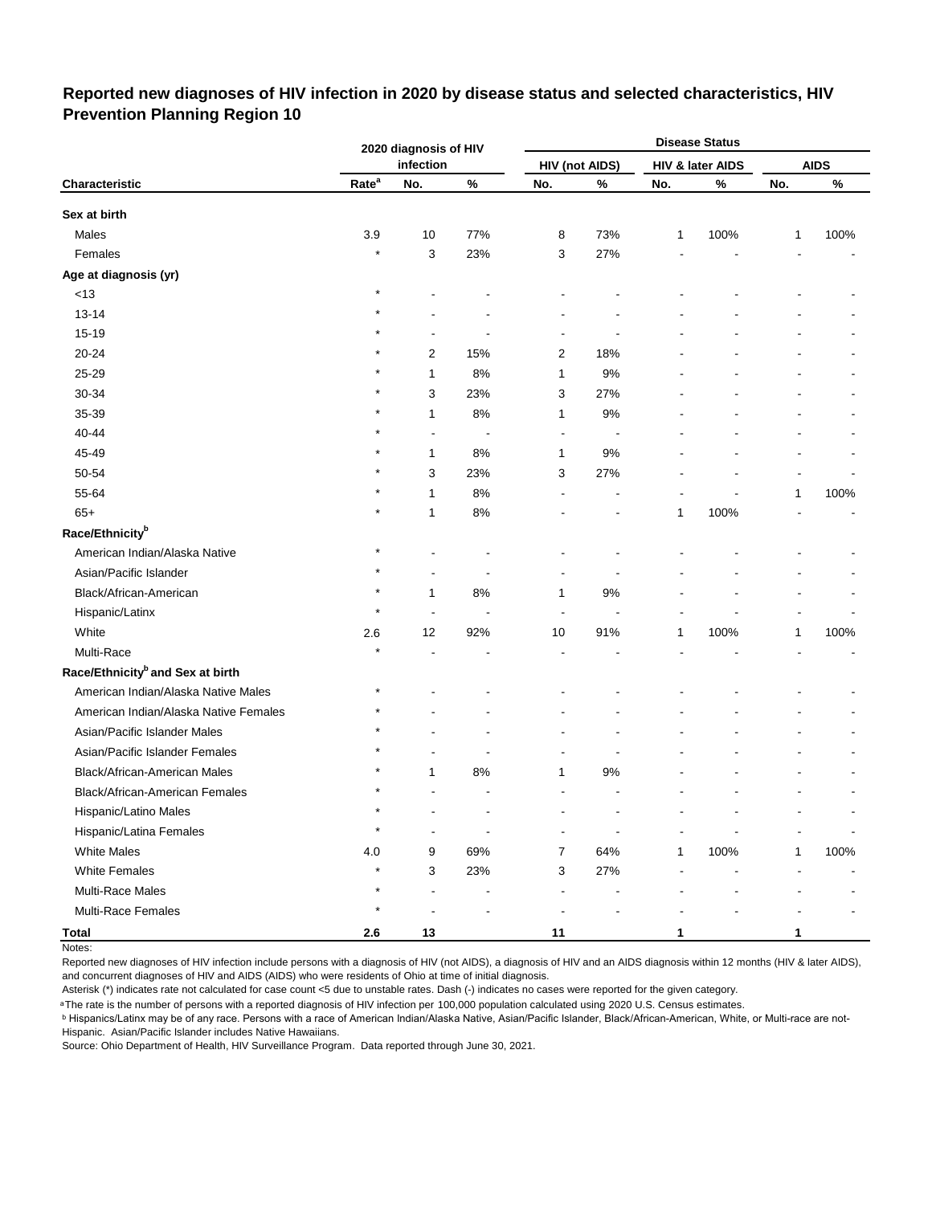# Reported new diagnoses of HIV infection in 2020 by disease status and selected characteristics, HIV Prevention Planning Region 10

| | 2020 diagnosis of HIV infection | | | Disease Status | | | | | |
|---|---|---|---|---|---|---|---|---|---|
| | | | | HIV (not AIDS) | | HIV & later AIDS | | AIDS | |
| Characteristic | Rate[a] | No. | % | No. | % | No. | % | No. | % |
| **Sex at birth** | | | | | | | | | |
| Males | 3.9 | 10 | 77% | 8 | 73% | 1 | 100% | 1 | 100% |
| Females | * | 3 | 23% | 3 | 27% | - | - | - | - |
| **Age at diagnosis (yr)** | | | | | | | | | |
| <13 | * | - | - | - | - | - | - | - | - |
| 13-14 | * | - | - | - | - | - | - | - | - |
| 15-19 | * | - | - | - | - | - | - | - | - |
| 20-24 | * | 2 | 15% | 2 | 18% | - | - | - | - |
| 25-29 | * | 1 | 8% | 1 | 9% | - | - | - | - |
| 30-34 | * | 3 | 23% | 3 | 27% | - | - | - | - |
| 35-39 | * | 1 | 8% | 1 | 9% | - | - | - | - |
| 40-44 | * | - | - | - | - | - | - | - | - |
| 45-49 | * | 1 | 8% | 1 | 9% | - | - | - | - |
| 50-54 | * | 3 | 23% | 3 | 27% | - | - | - | - |
| 55-64 | * | 1 | 8% | - | - | - | - | 1 | 100% |
| 65+ | * | 1 | 8% | - | - | 1 | 100% | - | - |
| **Race/Ethnicity[b]** | | | | | | | | | |
| American Indian/Alaska Native | * | - | - | - | - | - | - | - | - |
| Asian/Pacific Islander | * | - | - | - | - | - | - | - | - |
| Black/African-American | * | 1 | 8% | 1 | 9% | - | - | - | - |
| Hispanic/Latinx | * | - | - | - | - | - | - | - | - |
| White | 2.6 | 12 | 92% | 10 | 91% | 1 | 100% | 1 | 100% |
| Multi-Race | * | - | - | - | - | - | - | - | - |
| **Race/Ethnicity[b] and Sex at birth** | | | | | | | | | |
| American Indian/Alaska Native Males | * | - | - | - | - | - | - | - | - |
| American Indian/Alaska Native Females | * | - | - | - | - | - | - | - | - |
| Asian/Pacific Islander Males | * | - | - | - | - | - | - | - | - |
| Asian/Pacific Islander Females | * | - | - | - | - | - | - | - | - |
| Black/African-American Males | * | 1 | 8% | 1 | 9% | - | - | - | - |
| Black/African-American Females | * | - | - | - | - | - | - | - | - |
| Hispanic/Latino Males | * | - | - | - | - | - | - | - | - |
| Hispanic/Latina Females | * | - | - | - | - | - | - | - | - |
| White Males | 4.0 | 9 | 69% | 7 | 64% | 1 | 100% | 1 | 100% |
| White Females | * | 3 | 23% | 3 | 27% | - | - | - | - |
| Multi-Race Males | * | - | - | - | - | - | - | - | - |
| Multi-Race Females | * | - | - | - | - | - | - | - | - |
| **Total** | **2.6** | **13** | | **11** | | **1** | | **1** | |

Notes:

Reported new diagnoses of HIV infection include persons with a diagnosis of HIV (not AIDS), a diagnosis of HIV and an AIDS diagnosis within 12 months (HIV & later AIDS), and concurrent diagnoses of HIV and AIDS (AIDS) who were residents of Ohio at time of initial diagnosis.

Asterisk (*) indicates rate not calculated for case count <5 due to unstable rates. Dash (-) indicates no cases were reported for the given category.

[a] The rate is the number of persons with a reported diagnosis of HIV infection per 100,000 population calculated using 2020 U.S. Census estimates.

[b] Hispanics/Latinx may be of any race. Persons with a race of American Indian/Alaska Native, Asian/Pacific Islander, Black/African-American, White, or Multi-race are not-Hispanic. Asian/Pacific Islander includes Native Hawaiians.

Source: Ohio Department of Health, HIV Surveillance Program. Data reported through June 30, 2021.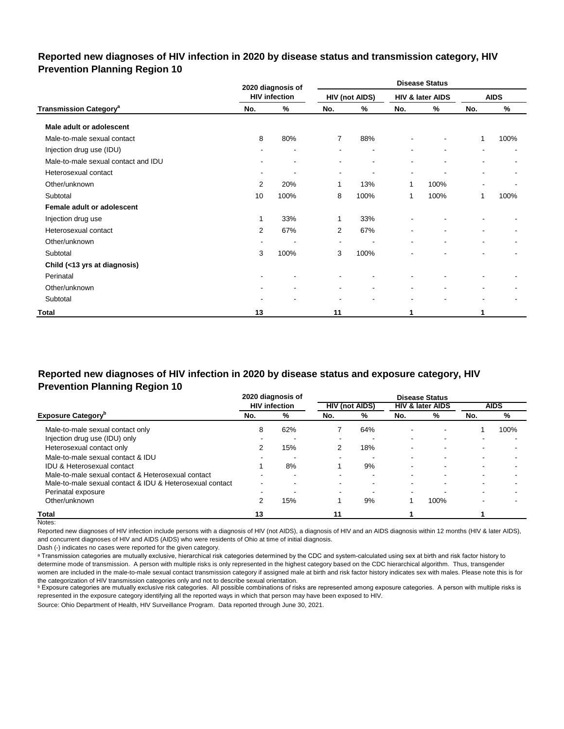## Reported new diagnoses of HIV infection in 2020 by disease status and transmission category, HIV Prevention Planning Region 10

| Transmission Category[a] | 2020 diagnosis of HIV infection | | Disease Status | | | | | |
|---|---|---|---|---|---|---|---|---|
| | | | HIV (not AIDS) | | HIV & later AIDS | | AIDS | |
| | No. | % | No. | % | No. | % | No. | % |
| **Male adult or adolescent** | | | | | | | | |
| Male-to-male sexual contact | 8 | 80% | 7 | 88% | - | - | 1 | 100% |
| Injection drug use (IDU) | - | - | - | - | - | - | - | - |
| Male-to-male sexual contact and IDU | - | - | - | - | - | - | - | - |
| Heterosexual contact | - | - | - | - | - | - | - | - |
| Other/unknown | 2 | 20% | 1 | 13% | 1 | 100% | - | - |
| Subtotal | 10 | 100% | 8 | 100% | 1 | 100% | 1 | 100% |
| **Female adult or adolescent** | | | | | | | | |
| Injection drug use | 1 | 33% | 1 | 33% | - | - | - | - |
| Heterosexual contact | 2 | 67% | 2 | 67% | - | - | - | - |
| Other/unknown | - | - | - | - | - | - | - | - |
| Subtotal | 3 | 100% | 3 | 100% | - | - | - | - |
| **Child (<13 yrs at diagnosis)** | | | | | | | | |
| Perinatal | - | - | - | - | - | - | - | - |
| Other/unknown | - | - | - | - | - | - | - | - |
| Subtotal | - | - | - | - | - | - | - | - |
| **Total** | **13** | | **11** | | **1** | | **1** | |

## Reported new diagnoses of HIV infection in 2020 by disease status and exposure category, HIV Prevention Planning Region 10

| Exposure Category[b] | 2020 diagnosis of HIV infection | | Disease Status | | | | | |
|---|---|---|---|---|---|---|---|---|
| | | | HIV (not AIDS) | | HIV & later AIDS | | AIDS | |
| | No. | % | No. | % | No. | % | No. | % |
| Male-to-male sexual contact only | 8 | 62% | 7 | 64% | - | - | 1 | 100% |
| Injection drug use (IDU) only | - | - | - | - | - | - | - | - |
| Heterosexual contact only | 2 | 15% | 2 | 18% | - | - | - | - |
| Male-to-male sexual contact & IDU | - | - | - | - | - | - | - | - |
| IDU & Heterosexual contact | 1 | 8% | 1 | 9% | - | - | - | - |
| Male-to-male sexual contact & Heterosexual contact | - | - | - | - | - | - | - | - |
| Male-to-male sexual contact & IDU & Heterosexual contact | - | - | - | - | - | - | - | - |
| Perinatal exposure | - | - | - | - | - | - | - | - |
| Other/unknown | 2 | 15% | 1 | 9% | 1 | 100% | - | - |
| **Total** | **13** | | **11** | | **1** | | **1** | |

Notes:

Reported new diagnoses of HIV infection include persons with a diagnosis of HIV (not AIDS), a diagnosis of HIV and an AIDS diagnosis within 12 months (HIV & later AIDS), and concurrent diagnoses of HIV and AIDS (AIDS) who were residents of Ohio at time of initial diagnosis.

Dash (-) indicates no cases were reported for the given category.

[a] Transmission categories are mutually exclusive, hierarchical risk categories determined by the CDC and system-calculated using sex at birth and risk factor history to determine mode of transmission. A person with multiple risks is only represented in the highest category based on the CDC hierarchical algorithm. Thus, transgender women are included in the male-to-male sexual contact transmission category if assigned male at birth and risk factor history indicates sex with males. Please note this is for the categorization of HIV transmission categories only and not to describe sexual orientation.

[b] Exposure categories are mutually exclusive risk categories. All possible combinations of risks are represented among exposure categories. A person with multiple risks is represented in the exposure category identifying all the reported ways in which that person may have been exposed to HIV.

Source: Ohio Department of Health, HIV Surveillance Program. Data reported through June 30, 2021.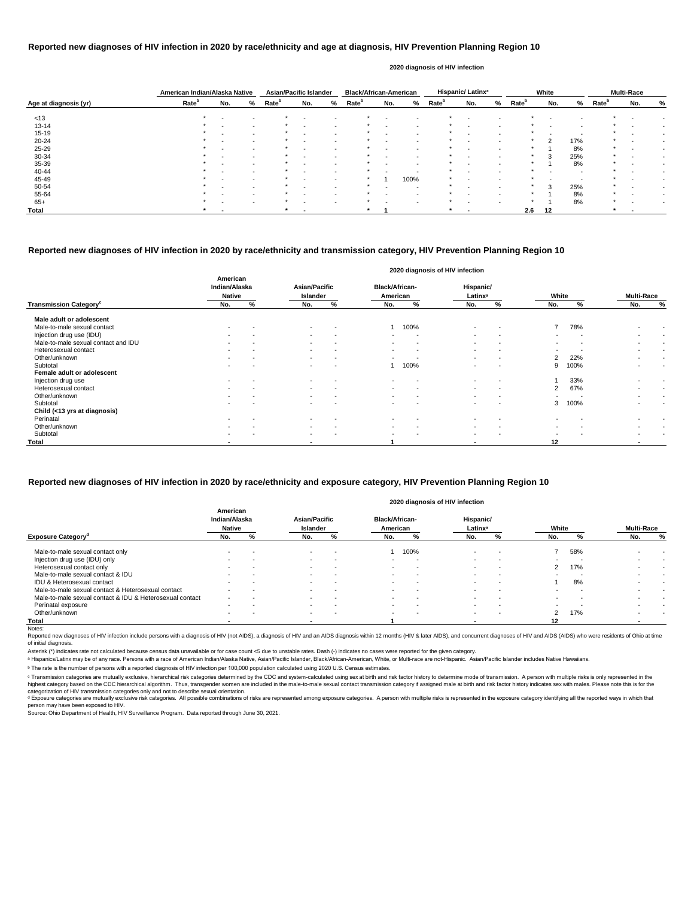## Reported new diagnoses of HIV infection in 2020 by race/ethnicity and age at diagnosis, HIV Prevention Planning Region 10

2020 diagnosis of HIV infection

| Age at diagnosis (yr) | American Indian/Alaska Native Rate[b] | No. | % | Asian/Pacific Islander Rate[b] | No. | % | Black/African-American Rate[b] | No. | % | Hispanic/ Latinx[a] Rate[b] | No. | % | White Rate[b] | No. | % | Multi-Race Rate[b] | No. | % |
|---|---|---|---|---|---|---|---|---|---|---|---|---|---|---|---|---|---|---|
| <13 | * | - | - | * | - | - | * | - | - | * | - | - | * | - | - | * | - | - |
| 13-14 | * | - | - | * | - | - | * | - | - | * | - | - | * | - | - | * | - | - |
| 15-19 | * | - | - | * | - | - | * | - | - | * | - | - | * | - | - | * | - | - |
| 20-24 | * | - | - | * | - | - | * | - | - | * | - | - | * | 2 | 17% | * | - | - |
| 25-29 | * | - | - | * | - | - | * | - | - | * | - | - | * | 1 | 8% | * | - | - |
| 30-34 | * | - | - | * | - | - | * | - | - | * | - | - | * | 3 | 25% | * | - | - |
| 35-39 | * | - | - | * | - | - | * | - | - | * | - | - | * | 1 | 8% | * | - | - |
| 40-44 | * | - | - | * | - | - | * | - | - | * | - | - | * | - | - | * | - | - |
| 45-49 | * | - | - | * | - | - | * | 1 | 100% | * | - | - | * | - | - | * | - | - |
| 50-54 | * | - | - | * | - | - | * | - | - | * | - | - | * | 3 | 25% | * | - | - |
| 55-64 | * | - | - | * | - | - | * | - | - | * | - | - | * | 1 | 8% | * | - | - |
| 65+ | * | - | - | * | - | - | * | - | - | * | - | - | * | 1 | 8% | * | - | - |
| **Total** | * | - | | * | - | | * | 1 | | * | - | | 2.6 | 12 | | * | - | |

## Reported new diagnoses of HIV infection in 2020 by race/ethnicity and transmission category, HIV Prevention Planning Region 10

2020 diagnosis of HIV infection

| Transmission Category[c] | American Indian/Alaska Native No. | % | Asian/Pacific Islander No. | % | Black/African-American No. | % | Hispanic/ Latinx[a] No. | % | White No. | % | Multi-Race No. | % |
|---|---|---|---|---|---|---|---|---|---|---|---|---|
| **Male adult or adolescent** | | | | | | | | | | | | |
| Male-to-male sexual contact | - | - | - | - | 1 | 100% | - | - | 7 | 78% | - | - |
| Injection drug use (IDU) | - | - | - | - | - | - | - | - | - | - | - | - |
| Male-to-male sexual contact and IDU | - | - | - | - | - | - | - | - | - | - | - | - |
| Heterosexual contact | - | - | - | - | - | - | - | - | - | - | - | - |
| Other/unknown | - | - | - | - | - | - | - | - | 2 | 22% | - | - |
| Subtotal | - | - | - | - | 1 | 100% | - | - | 9 | 100% | - | - |
| **Female adult or adolescent** | | | | | | | | | | | | |
| Injection drug use | - | - | - | - | - | - | - | - | 1 | 33% | - | - |
| Heterosexual contact | - | - | - | - | - | - | - | - | 2 | 67% | - | - |
| Other/unknown | - | - | - | - | - | - | - | - | - | - | - | - |
| Subtotal | - | - | - | - | - | - | - | - | 3 | 100% | - | - |
| **Child (<13 yrs at diagnosis)** | | | | | | | | | | | | |
| Perinatal | - | - | - | - | - | - | - | - | - | - | - | - |
| Other/unknown | - | - | - | - | - | - | - | - | - | - | - | - |
| Subtotal | - | - | - | - | - | - | - | - | - | - | - | - |
| **Total** | - | | - | | 1 | | - | | 12 | | - | |

## Reported new diagnoses of HIV infection in 2020 by race/ethnicity and exposure category, HIV Prevention Planning Region 10

2020 diagnosis of HIV infection

| Exposure Category[d] | American Indian/Alaska Native No. | % | Asian/Pacific Islander No. | % | Black/African-American No. | % | Hispanic/ Latinx[a] No. | % | White No. | % | Multi-Race No. | % |
|---|---|---|---|---|---|---|---|---|---|---|---|---|
| Male-to-male sexual contact only | - | - | - | - | 1 | 100% | - | - | 7 | 58% | - | - |
| Injection drug use (IDU) only | - | - | - | - | - | - | - | - | - | - | - | - |
| Heterosexual contact only | - | - | - | - | - | - | - | - | 2 | 17% | - | - |
| Male-to-male sexual contact & IDU | - | - | - | - | - | - | - | - | - | - | - | - |
| IDU & Heterosexual contact | - | - | - | - | - | - | - | - | 1 | 8% | - | - |
| Male-to-male sexual contact & Heterosexual contact | - | - | - | - | - | - | - | - | - | - | - | - |
| Male-to-male sexual contact & IDU & Heterosexual contact | - | - | - | - | - | - | - | - | - | - | - | - |
| Perinatal exposure | - | - | - | - | - | - | - | - | - | - | - | - |
| Other/unknown | - | - | - | - | - | - | - | - | 2 | 17% | - | - |
| **Total** | - | | - | | 1 | | - | | 12 | | - | |

Notes:

Reported new diagnoses of HIV infection include persons with a diagnosis of HIV (not AIDS), a diagnosis of HIV and an AIDS diagnosis within 12 months (HIV & later AIDS), and concurrent diagnoses of HIV and AIDS (AIDS) who were residents of Ohio at time of initial diagnosis.

Asterisk (*) indicates rate not calculated because census data unavailable or for case count <5 due to unstable rates. Dash (-) indicates no cases were reported for the given category.

[a] Hispanics/Latinx may be of any race. Persons with a race of American Indian/Alaska Native, Asian/Pacific Islander, Black/African-American, White, or Multi-race are not-Hispanic. Asian/Pacific Islander includes Native Hawaiians.

[b] The rate is the number of persons with a reported diagnosis of HIV infection per 100,000 population calculated using 2020 U.S. Census estimates.

[c] Transmission categories are mutually exclusive, hierarchical risk categories determined by the CDC and system-calculated using sex at birth and risk factor history to determine mode of transmission. A person with multiple risks is only represented in the highest category based on the CDC hierarchical algorithm. Thus, transgender women are included in the male-to-male sexual contact transmission category if assigned male at birth and risk factor history indicates sex with males. Please note this is for the categorization of HIV transmission categories only and not to describe sexual orientation.

[d] Exposure categories are mutually exclusive risk categories. All possible combinations of risks are represented among exposure categories. A person with multiple risks is represented in the exposure category identifying all the reported ways in which that person may have been exposed to HIV.

Source: Ohio Department of Health, HIV Surveillance Program. Data reported through June 30, 2021.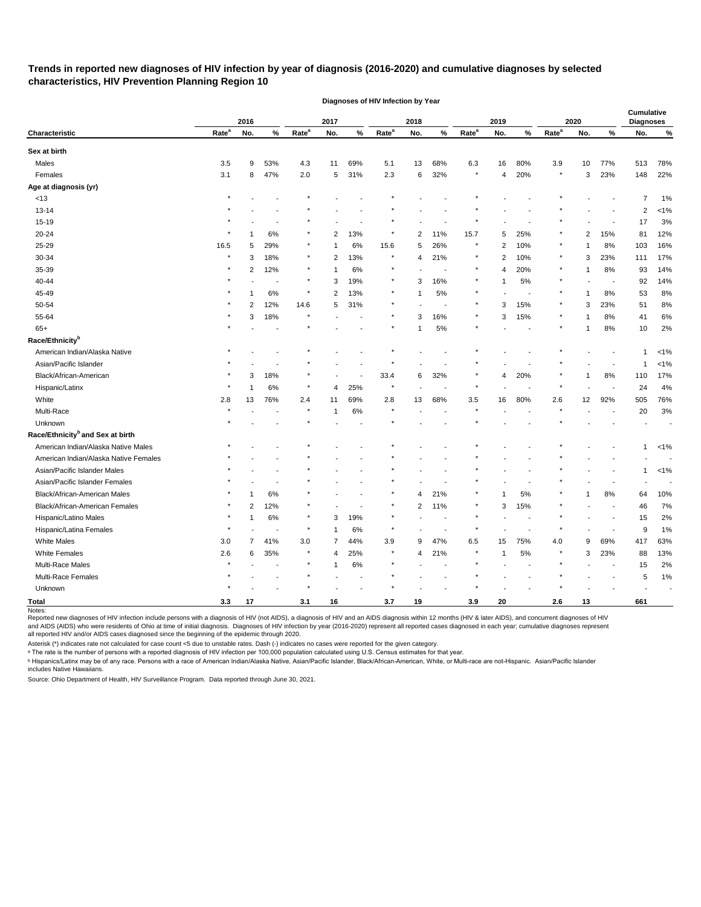**Trends in reported new diagnoses of HIV infection by year of diagnosis (2016-2020) and cumulative diagnoses by selected characteristics, HIV Prevention Planning Region 10**

| | Diagnoses of HIV Infection by Year | | | | | | | | | | | | | | | Cumulative Diagnoses | |
|---|---|---|---|---|---|---|---|---|---|---|---|---|---|---|---|---|---|
| | 2016 | | | 2017 | | | 2018 | | | 2019 | | | 2020 | | | | |
| Characteristic | Rate[a] | No. | % | Rate[a] | No. | % | Rate[a] | No. | % | Rate[a] | No. | % | Rate[a] | No. | % | No. | % |
| **Sex at birth** | | | | | | | | | | | | | | | | | |
| Males | 3.5 | 9 | 53% | 4.3 | 11 | 69% | 5.1 | 13 | 68% | 6.3 | 16 | 80% | 3.9 | 10 | 77% | 513 | 78% |
| Females | 3.1 | 8 | 47% | 2.0 | 5 | 31% | 2.3 | 6 | 32% | * | 4 | 20% | * | 3 | 23% | 148 | 22% |
| **Age at diagnosis (yr)** | | | | | | | | | | | | | | | | | |
| <13 | * | - | - | * | - | - | * | - | - | * | - | - | * | - | - | 7 | 1% |
| 13-14 | * | - | - | * | - | - | * | - | - | * | - | - | * | - | - | 2 | <1% |
| 15-19 | * | - | - | * | - | - | * | - | - | * | - | - | * | - | - | 17 | 3% |
| 20-24 | * | 1 | 6% | * | 2 | 13% | * | 2 | 11% | 15.7 | 5 | 25% | * | 2 | 15% | 81 | 12% |
| 25-29 | 16.5 | 5 | 29% | * | 1 | 6% | 15.6 | 5 | 26% | * | 2 | 10% | * | 1 | 8% | 103 | 16% |
| 30-34 | * | 3 | 18% | * | 2 | 13% | * | 4 | 21% | * | 2 | 10% | * | 3 | 23% | 111 | 17% |
| 35-39 | * | 2 | 12% | * | 1 | 6% | * | - | - | * | 4 | 20% | * | 1 | 8% | 93 | 14% |
| 40-44 | * | - | - | * | 3 | 19% | * | 3 | 16% | * | 1 | 5% | * | - | - | 92 | 14% |
| 45-49 | * | 1 | 6% | * | 2 | 13% | * | 1 | 5% | * | - | - | * | 1 | 8% | 53 | 8% |
| 50-54 | * | 2 | 12% | 14.6 | 5 | 31% | * | - | - | * | 3 | 15% | * | 3 | 23% | 51 | 8% |
| 55-64 | * | 3 | 18% | * | - | - | * | 3 | 16% | * | 3 | 15% | * | 1 | 8% | 41 | 6% |
| 65+ | * | - | - | * | - | - | * | 1 | 5% | * | - | - | * | 1 | 8% | 10 | 2% |
| **Race/Ethnicity[b]** | | | | | | | | | | | | | | | | | |
| American Indian/Alaska Native | * | - | - | * | - | - | * | - | - | * | - | - | * | - | - | 1 | <1% |
| Asian/Pacific Islander | * | - | - | * | - | - | * | - | - | * | - | - | * | - | - | 1 | <1% |
| Black/African-American | * | 3 | 18% | * | - | - | 33.4 | 6 | 32% | * | 4 | 20% | * | 1 | 8% | 110 | 17% |
| Hispanic/Latinx | * | 1 | 6% | * | 4 | 25% | * | - | - | * | - | - | * | - | - | 24 | 4% |
| White | 2.8 | 13 | 76% | 2.4 | 11 | 69% | 2.8 | 13 | 68% | 3.5 | 16 | 80% | 2.6 | 12 | 92% | 505 | 76% |
| Multi-Race | * | - | - | * | 1 | 6% | * | - | - | * | - | - | * | - | - | 20 | 3% |
| Unknown | * | - | - | * | - | - | * | - | - | * | - | - | * | - | - | - | - |
| **Race/Ethnicity[b] and Sex at birth** | | | | | | | | | | | | | | | | | |
| American Indian/Alaska Native Males | * | - | - | * | - | - | * | - | - | * | - | - | * | - | - | 1 | <1% |
| American Indian/Alaska Native Females | * | - | - | * | - | - | * | - | - | * | - | - | * | - | - | - | - |
| Asian/Pacific Islander Males | * | - | - | * | - | - | * | - | - | * | - | - | * | - | - | 1 | <1% |
| Asian/Pacific Islander Females | * | - | - | * | - | - | * | - | - | * | - | - | * | - | - | - | - |
| Black/African-American Males | * | 1 | 6% | * | - | - | * | 4 | 21% | * | 1 | 5% | * | 1 | 8% | 64 | 10% |
| Black/African-American Females | * | 2 | 12% | * | - | - | * | 2 | 11% | * | 3 | 15% | * | - | - | 46 | 7% |
| Hispanic/Latino Males | * | 1 | 6% | * | 3 | 19% | * | - | - | * | - | - | * | - | - | 15 | 2% |
| Hispanic/Latina Females | * | - | - | * | 1 | 6% | * | - | - | * | - | - | * | - | - | 9 | 1% |
| White Males | 3.0 | 7 | 41% | 3.0 | 7 | 44% | 3.9 | 9 | 47% | 6.5 | 15 | 75% | 4.0 | 9 | 69% | 417 | 63% |
| White Females | 2.6 | 6 | 35% | * | 4 | 25% | * | 4 | 21% | * | 1 | 5% | * | 3 | 23% | 88 | 13% |
| Multi-Race Males | * | - | - | * | 1 | 6% | * | - | - | * | - | - | * | - | - | 15 | 2% |
| Multi-Race Females | * | - | - | * | - | - | * | - | - | * | - | - | * | - | - | 5 | 1% |
| Unknown | * | - | - | * | - | - | * | - | - | * | - | - | * | - | - | - | - |
| **Total** | **3.3** | **17** | | **3.1** | **16** | | **3.7** | **19** | | **3.9** | **20** | | **2.6** | **13** | | **661** | |

Notes:
Reported new diagnoses of HIV infection include persons with a diagnosis of HIV (not AIDS), a diagnosis of HIV and an AIDS diagnosis within 12 months (HIV & later AIDS), and concurrent diagnoses of HIV and AIDS (AIDS) who were residents of Ohio at time of initial diagnosis. Diagnoses of HIV infection by year (2016-2020) represent all reported cases diagnosed in each year; cumulative diagnoses represent all reported HIV and/or AIDS cases diagnosed since the beginning of the epidemic through 2020.

Asterisk (*) indicates rate not calculated for case count <5 due to unstable rates. Dash (-) indicates no cases were reported for the given category.

[a] The rate is the number of persons with a reported diagnosis of HIV infection per 100,000 population calculated using U.S. Census estimates for that year.

[b] Hispanics/Latinx may be of any race. Persons with a race of American Indian/Alaska Native, Asian/Pacific Islander, Black/African-American, White, or Multi-race are not-Hispanic. Asian/Pacific Islander includes Native Hawaiians.

Source: Ohio Department of Health, HIV Surveillance Program. Data reported through June 30, 2021.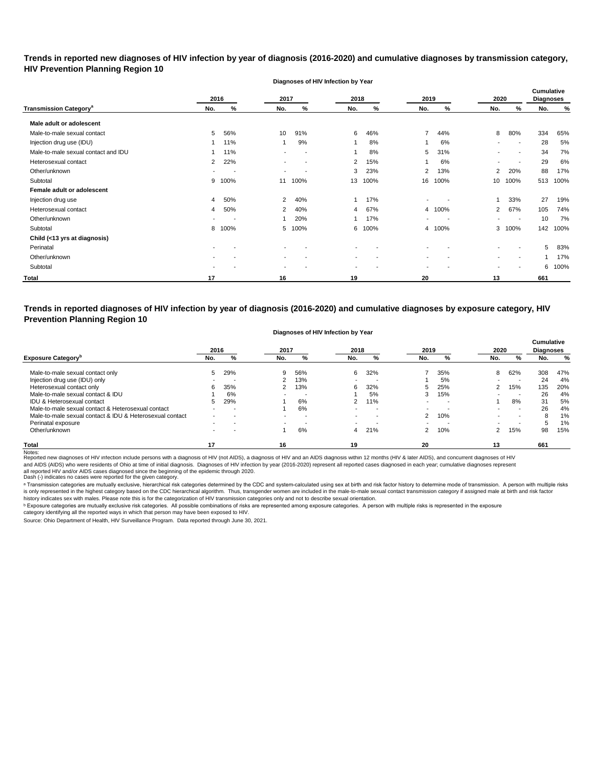## Trends in reported new diagnoses of HIV infection by year of diagnosis (2016-2020) and cumulative diagnoses by transmission category, HIV Prevention Planning Region 10

| Transmission Category[a] | 2016 No. | 2016 % | 2017 No. | 2017 % | 2018 No. | 2018 % | 2019 No. | 2019 % | 2020 No. | 2020 % | Cumulative Diagnoses No. | Cumulative Diagnoses % |
|---|---|---|---|---|---|---|---|---|---|---|---|---|
| **Male adult or adolescent** | | | | | | | | | | | | |
| Male-to-male sexual contact | 5 | 56% | 10 | 91% | 6 | 46% | 7 | 44% | 8 | 80% | 334 | 65% |
| Injection drug use (IDU) | 1 | 11% | 1 | 9% | 1 | 8% | 1 | 6% | - | - | 28 | 5% |
| Male-to-male sexual contact and IDU | 1 | 11% | - | - | 1 | 8% | 5 | 31% | - | - | 34 | 7% |
| Heterosexual contact | 2 | 22% | - | - | 2 | 15% | 1 | 6% | - | - | 29 | 6% |
| Other/unknown | - | - | - | - | 3 | 23% | 2 | 13% | 2 | 20% | 88 | 17% |
| Subtotal | 9 | 100% | 11 | 100% | 13 | 100% | 16 | 100% | 10 | 100% | 513 | 100% |
| **Female adult or adolescent** | | | | | | | | | | | | |
| Injection drug use | 4 | 50% | 2 | 40% | 1 | 17% | - | - | 1 | 33% | 27 | 19% |
| Heterosexual contact | 4 | 50% | 2 | 40% | 4 | 67% | 4 | 100% | 2 | 67% | 105 | 74% |
| Other/unknown | - | - | 1 | 20% | 1 | 17% | - | - | - | - | 10 | 7% |
| Subtotal | 8 | 100% | 5 | 100% | 6 | 100% | 4 | 100% | 3 | 100% | 142 | 100% |
| **Child (<13 yrs at diagnosis)** | | | | | | | | | | | | |
| Perinatal | - | - | - | - | - | - | - | - | - | - | 5 | 83% |
| Other/unknown | - | - | - | - | - | - | - | - | - | - | 1 | 17% |
| Subtotal | - | - | - | - | - | - | - | - | - | - | 6 | 100% |
| **Total** | **17** | | **16** | | **19** | | **20** | | **13** | | **661** | |

## Trends in reported diagnoses of HIV infection by year of diagnosis (2016-2020) and cumulative diagnoses by exposure category, HIV Prevention Planning Region 10

| Exposure Category[b] | 2016 No. | 2016 % | 2017 No. | 2017 % | 2018 No. | 2018 % | 2019 No. | 2019 % | 2020 No. | 2020 % | Cumulative Diagnoses No. | Cumulative Diagnoses % |
|---|---|---|---|---|---|---|---|---|---|---|---|---|
| Male-to-male sexual contact only | 5 | 29% | 9 | 56% | 6 | 32% | 7 | 35% | 8 | 62% | 308 | 47% |
| Injection drug use (IDU) only | - | - | 2 | 13% | - | - | 1 | 5% | - | - | 24 | 4% |
| Heterosexual contact only | 6 | 35% | 2 | 13% | 6 | 32% | 5 | 25% | 2 | 15% | 135 | 20% |
| Male-to-male sexual contact & IDU | 1 | 6% | - | - | 1 | 5% | 3 | 15% | - | - | 26 | 4% |
| IDU & Heterosexual contact | 5 | 29% | 1 | 6% | 2 | 11% | - | - | 1 | 8% | 31 | 5% |
| Male-to-male sexual contact & Heterosexual contact | - | - | 1 | 6% | - | - | - | - | - | - | 26 | 4% |
| Male-to-male sexual contact & IDU & Heterosexual contact | - | - | - | - | - | - | 2 | 10% | - | - | 8 | 1% |
| Perinatal exposure | - | - | - | - | - | - | - | - | - | - | 5 | 1% |
| Other/unknown | - | - | 1 | 6% | 4 | 21% | 2 | 10% | 2 | 15% | 98 | 15% |
| **Total** | **17** | | **16** | | **19** | | **20** | | **13** | | **661** | |

Notes:
Reported new diagnoses of HIV infection include persons with a diagnosis of HIV (not AIDS), a diagnosis of HIV and an AIDS diagnosis within 12 months (HIV & later AIDS), and concurrent diagnoses of HIV and AIDS (AIDS) who were residents of Ohio at time of initial diagnosis. Diagnoses of HIV infection by year (2016-2020) represent all reported cases diagnosed in each year; cumulative diagnoses represent all reported HIV and/or AIDS cases diagnosed since the beginning of the epidemic through 2020.
Dash (-) indicates no cases were reported for the given category.

[a] Transmission categories are mutually exclusive, hierarchical risk categories determined by the CDC and system-calculated using sex at birth and risk factor history to determine mode of transmission. A person with multiple risks is only represented in the highest category based on the CDC hierarchical algorithm. Thus, transgender women are included in the male-to-male sexual contact transmission category if assigned male at birth and risk factor history indicates sex with males. Please note this is for the categorization of HIV transmission categories only and not to describe sexual orientation.

[b] Exposure categories are mutually exclusive risk categories. All possible combinations of risks are represented among exposure categories. A person with multiple risks is represented in the exposure category identifying all the reported ways in which that person may have been exposed to HIV.

Source: Ohio Department of Health, HIV Surveillance Program. Data reported through June 30, 2021.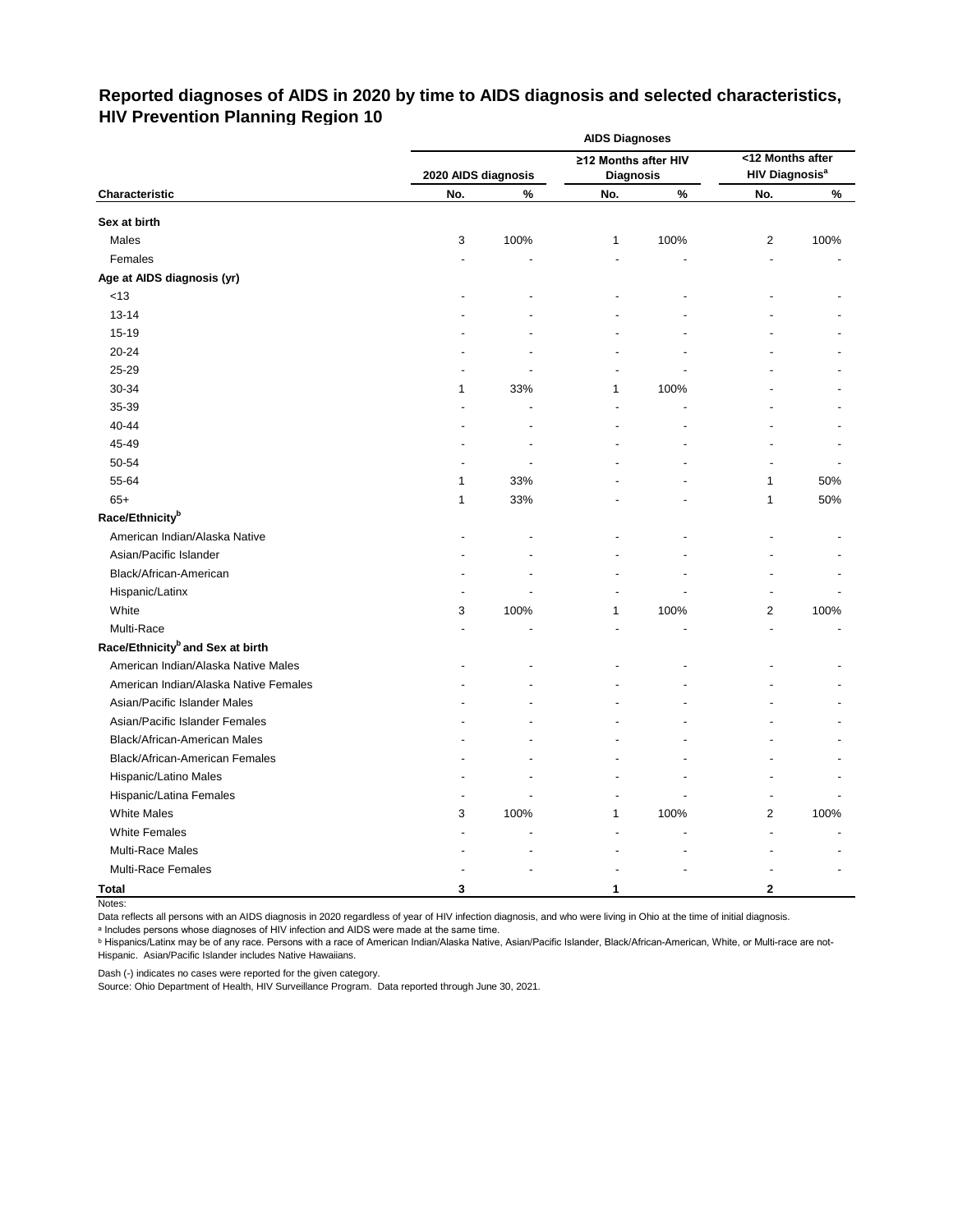# Reported diagnoses of AIDS in 2020 by time to AIDS diagnosis and selected characteristics, HIV Prevention Planning Region 10

| | AIDS Diagnoses | | | | | |
|---|---|---|---|---|---|---|
| | 2020 AIDS diagnosis | | ≥12 Months after HIV Diagnosis | | <12 Months after HIV Diagnosis[a] | |
| Characteristic | No. | % | No. | % | No. | % |
| **Sex at birth** | | | | | | |
| Males | 3 | 100% | 1 | 100% | 2 | 100% |
| Females | - | - | - | - | - | - |
| **Age at AIDS diagnosis (yr)** | | | | | | |
| <13 | - | - | - | - | - | - |
| 13-14 | - | - | - | - | - | - |
| 15-19 | - | - | - | - | - | - |
| 20-24 | - | - | - | - | - | - |
| 25-29 | - | - | - | - | - | - |
| 30-34 | 1 | 33% | 1 | 100% | - | - |
| 35-39 | - | - | - | - | - | - |
| 40-44 | - | - | - | - | - | - |
| 45-49 | - | - | - | - | - | - |
| 50-54 | - | - | - | - | - | - |
| 55-64 | 1 | 33% | - | - | 1 | 50% |
| 65+ | 1 | 33% | - | - | 1 | 50% |
| **Race/Ethnicity[b]** | | | | | | |
| American Indian/Alaska Native | - | - | - | - | - | - |
| Asian/Pacific Islander | - | - | - | - | - | - |
| Black/African-American | - | - | - | - | - | - |
| Hispanic/Latinx | - | - | - | - | - | - |
| White | 3 | 100% | 1 | 100% | 2 | 100% |
| Multi-Race | - | - | - | - | - | - |
| **Race/Ethnicity[b] and Sex at birth** | | | | | | |
| American Indian/Alaska Native Males | - | - | - | - | - | - |
| American Indian/Alaska Native Females | - | - | - | - | - | - |
| Asian/Pacific Islander Males | - | - | - | - | - | - |
| Asian/Pacific Islander Females | - | - | - | - | - | - |
| Black/African-American Males | - | - | - | - | - | - |
| Black/African-American Females | - | - | - | - | - | - |
| Hispanic/Latino Males | - | - | - | - | - | - |
| Hispanic/Latina Females | - | - | - | - | - | - |
| White Males | 3 | 100% | 1 | 100% | 2 | 100% |
| White Females | - | - | - | - | - | - |
| Multi-Race Males | - | - | - | - | - | - |
| Multi-Race Females | - | - | - | - | - | - |
| **Total** | **3** | | **1** | | **2** | |

Notes:

Data reflects all persons with an AIDS diagnosis in 2020 regardless of year of HIV infection diagnosis, and who were living in Ohio at the time of initial diagnosis.

[a] Includes persons whose diagnoses of HIV infection and AIDS were made at the same time.

[b] Hispanics/Latinx may be of any race. Persons with a race of American Indian/Alaska Native, Asian/Pacific Islander, Black/African-American, White, or Multi-race are not-Hispanic. Asian/Pacific Islander includes Native Hawaiians.

Dash (-) indicates no cases were reported for the given category.

Source: Ohio Department of Health, HIV Surveillance Program. Data reported through June 30, 2021.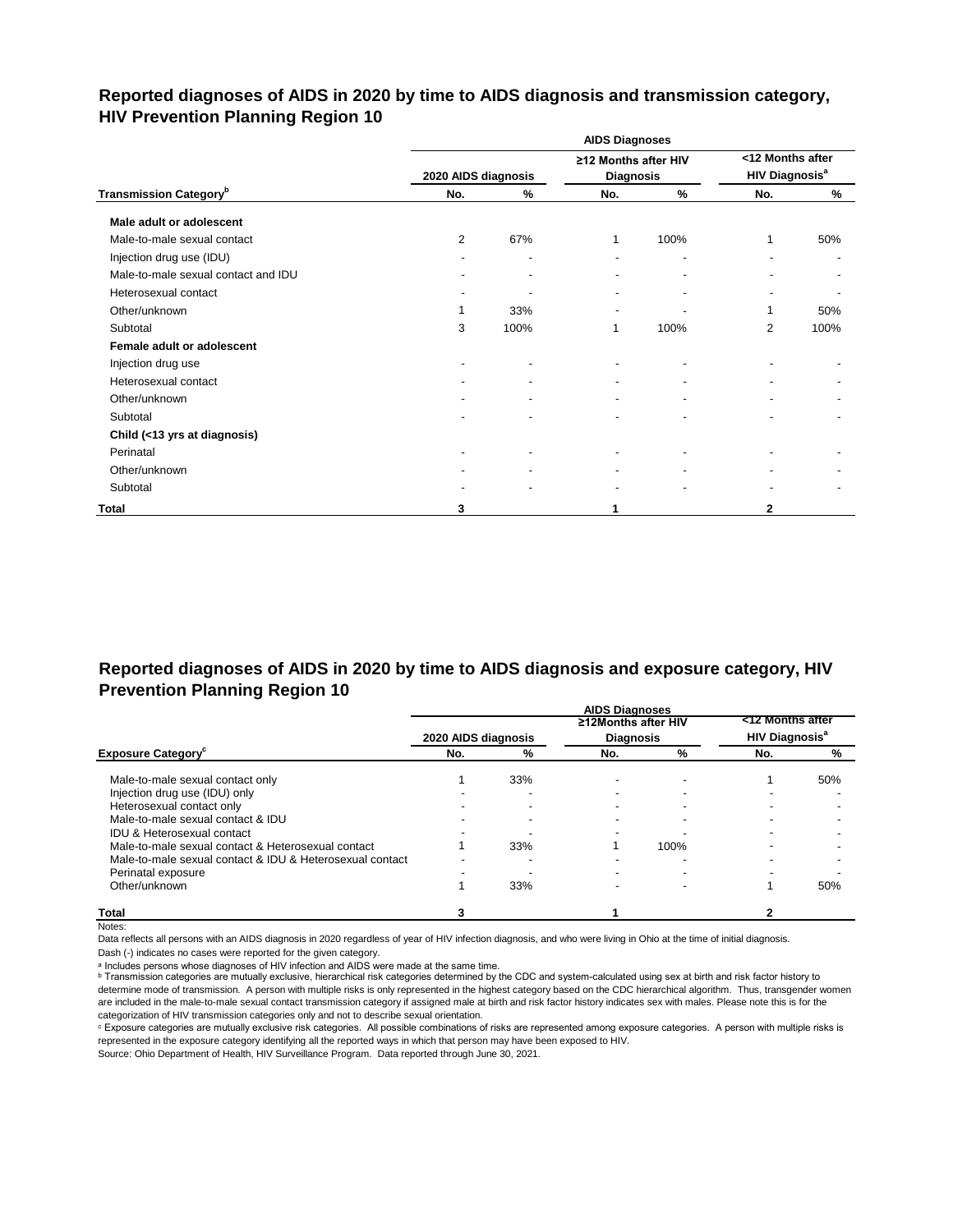## Reported diagnoses of AIDS in 2020 by time to AIDS diagnosis and transmission category, HIV Prevention Planning Region 10

| | AIDS Diagnoses | | | | | |
|---|---|---|---|---|---|---|
| | 2020 AIDS diagnosis | | ≥12 Months after HIV Diagnosis | | <12 Months after HIV Diagnosis[a] | |
| Transmission Category[b] | No. | % | No. | % | No. | % |
| **Male adult or adolescent** | | | | | | |
| Male-to-male sexual contact | 2 | 67% | 1 | 100% | 1 | 50% |
| Injection drug use (IDU) | - | - | - | - | - | - |
| Male-to-male sexual contact and IDU | - | - | - | - | - | - |
| Heterosexual contact | - | - | - | - | - | - |
| Other/unknown | 1 | 33% | - | - | 1 | 50% |
| Subtotal | 3 | 100% | 1 | 100% | 2 | 100% |
| **Female adult or adolescent** | | | | | | |
| Injection drug use | - | - | - | - | - | - |
| Heterosexual contact | - | - | - | - | - | - |
| Other/unknown | - | - | - | - | - | - |
| Subtotal | - | - | - | - | - | - |
| **Child (<13 yrs at diagnosis)** | | | | | | |
| Perinatal | - | - | - | - | - | - |
| Other/unknown | - | - | - | - | - | - |
| Subtotal | - | - | - | - | - | - |
| **Total** | **3** | | **1** | | **2** | |

## Reported diagnoses of AIDS in 2020 by time to AIDS diagnosis and exposure category, HIV Prevention Planning Region 10

| | AIDS Diagnoses | | | | | |
|---|---|---|---|---|---|---|
| | 2020 AIDS diagnosis | | ≥12Months after HIV Diagnosis | | <12 Months after HIV Diagnosis[a] | |
| Exposure Category[c] | No. | % | No. | % | No. | % |
| Male-to-male sexual contact only | 1 | 33% | - | - | 1 | 50% |
| Injection drug use (IDU) only | - | - | - | - | - | - |
| Heterosexual contact only | - | - | - | - | - | - |
| Male-to-male sexual contact & IDU | - | - | - | - | - | - |
| IDU & Heterosexual contact | - | - | - | - | - | - |
| Male-to-male sexual contact & Heterosexual contact | 1 | 33% | 1 | 100% | - | - |
| Male-to-male sexual contact & IDU & Heterosexual contact | - | - | - | - | - | - |
| Perinatal exposure | - | - | - | - | - | - |
| Other/unknown | 1 | 33% | - | - | 1 | 50% |
| **Total** | **3** | | **1** | | **2** | |

Notes:

Data reflects all persons with an AIDS diagnosis in 2020 regardless of year of HIV infection diagnosis, and who were living in Ohio at the time of initial diagnosis.

Dash (-) indicates no cases were reported for the given category.

[a] Includes persons whose diagnoses of HIV infection and AIDS were made at the same time.

[b] Transmission categories are mutually exclusive, hierarchical risk categories determined by the CDC and system-calculated using sex at birth and risk factor history to determine mode of transmission. A person with multiple risks is only represented in the highest category based on the CDC hierarchical algorithm. Thus, transgender women are included in the male-to-male sexual contact transmission category if assigned male at birth and risk factor history indicates sex with males. Please note this is for the categorization of HIV transmission categories only and not to describe sexual orientation.

[c] Exposure categories are mutually exclusive risk categories. All possible combinations of risks are represented among exposure categories. A person with multiple risks is represented in the exposure category identifying all the reported ways in which that person may have been exposed to HIV.

Source: Ohio Department of Health, HIV Surveillance Program. Data reported through June 30, 2021.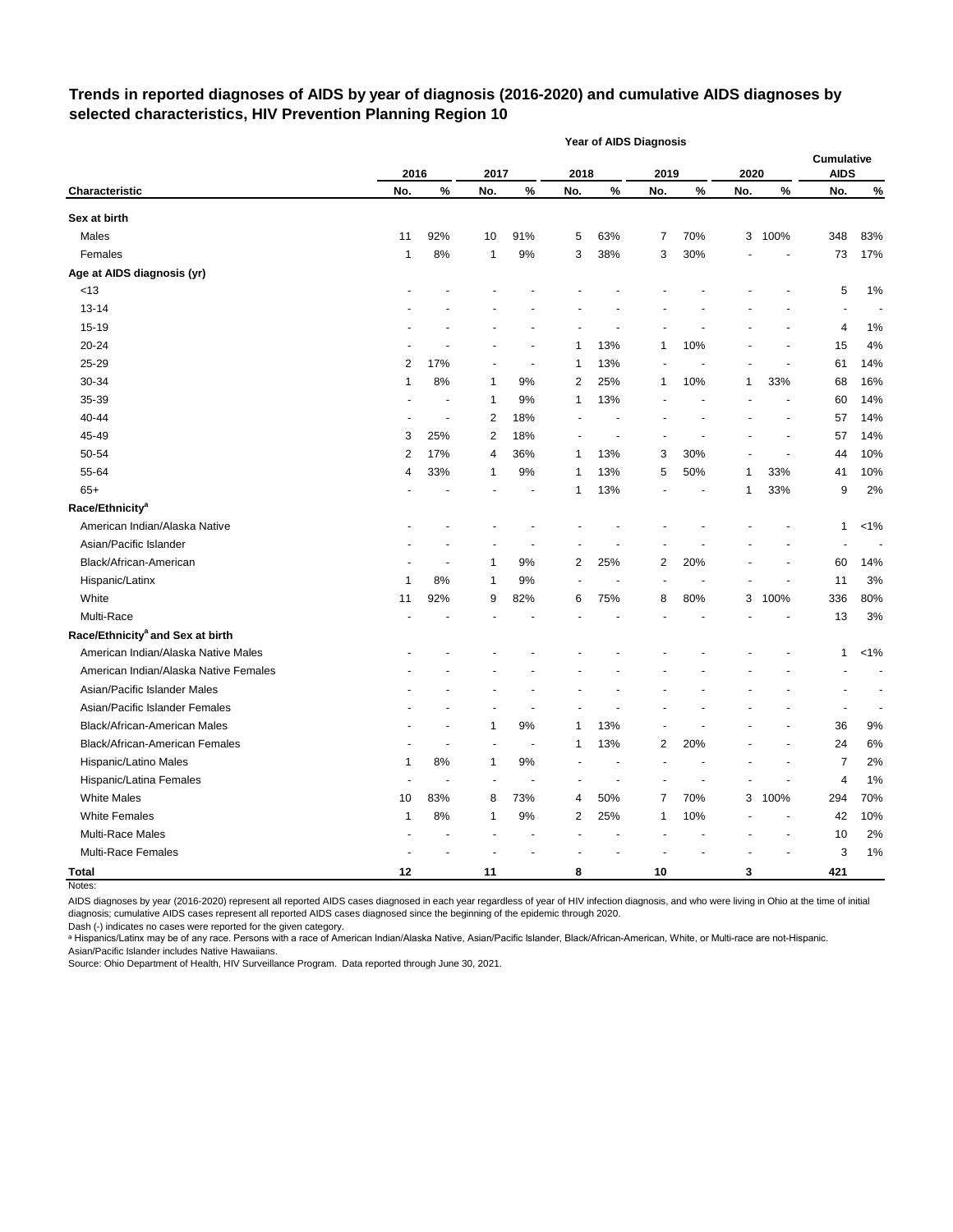## Trends in reported diagnoses of AIDS by year of diagnosis (2016-2020) and cumulative AIDS diagnoses by selected characteristics, HIV Prevention Planning Region 10

| | Year of AIDS Diagnosis | | | | | | | | | | | |
|---|---|---|---|---|---|---|---|---|---|---|---|---|
| | 2016 | | 2017 | | 2018 | | 2019 | | 2020 | | Cumulative AIDS | |
| **Characteristic** | **No.** | **%** | **No.** | **%** | **No.** | **%** | **No.** | **%** | **No.** | **%** | **No.** | **%** |
| **Sex at birth** | | | | | | | | | | | | |
| Males | 11 | 92% | 10 | 91% | 5 | 63% | 7 | 70% | 3 | 100% | 348 | 83% |
| Females | 1 | 8% | 1 | 9% | 3 | 38% | 3 | 30% | - | - | 73 | 17% |
| **Age at AIDS diagnosis (yr)** | | | | | | | | | | | | |
| <13 | - | - | - | - | - | - | - | - | - | - | 5 | 1% |
| 13-14 | - | - | - | - | - | - | - | - | - | - | - | - |
| 15-19 | - | - | - | - | - | - | - | - | - | - | 4 | 1% |
| 20-24 | - | - | - | - | 1 | 13% | 1 | 10% | - | - | 15 | 4% |
| 25-29 | 2 | 17% | - | - | 1 | 13% | - | - | - | - | 61 | 14% |
| 30-34 | 1 | 8% | 1 | 9% | 2 | 25% | 1 | 10% | 1 | 33% | 68 | 16% |
| 35-39 | - | - | 1 | 9% | 1 | 13% | - | - | - | - | 60 | 14% |
| 40-44 | - | - | 2 | 18% | - | - | - | - | - | - | 57 | 14% |
| 45-49 | 3 | 25% | 2 | 18% | - | - | - | - | - | - | 57 | 14% |
| 50-54 | 2 | 17% | 4 | 36% | 1 | 13% | 3 | 30% | - | - | 44 | 10% |
| 55-64 | 4 | 33% | 1 | 9% | 1 | 13% | 5 | 50% | 1 | 33% | 41 | 10% |
| 65+ | - | - | - | - | 1 | 13% | - | - | 1 | 33% | 9 | 2% |
| **Race/Ethnicity[a]** | | | | | | | | | | | | |
| American Indian/Alaska Native | - | - | - | - | - | - | - | - | - | - | 1 | <1% |
| Asian/Pacific Islander | - | - | - | - | - | - | - | - | - | - | - | - |
| Black/African-American | - | - | 1 | 9% | 2 | 25% | 2 | 20% | - | - | 60 | 14% |
| Hispanic/Latinx | 1 | 8% | 1 | 9% | - | - | - | - | - | - | 11 | 3% |
| White | 11 | 92% | 9 | 82% | 6 | 75% | 8 | 80% | 3 | 100% | 336 | 80% |
| Multi-Race | - | - | - | - | - | - | - | - | - | - | 13 | 3% |
| **Race/Ethnicity[a] and Sex at birth** | | | | | | | | | | | | |
| American Indian/Alaska Native Males | - | - | - | - | - | - | - | - | - | - | 1 | <1% |
| American Indian/Alaska Native Females | - | - | - | - | - | - | - | - | - | - | - | - |
| Asian/Pacific Islander Males | - | - | - | - | - | - | - | - | - | - | - | - |
| Asian/Pacific Islander Females | - | - | - | - | - | - | - | - | - | - | - | - |
| Black/African-American Males | - | - | 1 | 9% | 1 | 13% | - | - | - | - | 36 | 9% |
| Black/African-American Females | - | - | - | - | 1 | 13% | 2 | 20% | - | - | 24 | 6% |
| Hispanic/Latino Males | 1 | 8% | 1 | 9% | - | - | - | - | - | - | 7 | 2% |
| Hispanic/Latina Females | - | - | - | - | - | - | - | - | - | - | 4 | 1% |
| White Males | 10 | 83% | 8 | 73% | 4 | 50% | 7 | 70% | 3 | 100% | 294 | 70% |
| White Females | 1 | 8% | 1 | 9% | 2 | 25% | 1 | 10% | - | - | 42 | 10% |
| Multi-Race Males | - | - | - | - | - | - | - | - | - | - | 10 | 2% |
| Multi-Race Females | - | - | - | - | - | - | - | - | - | - | 3 | 1% |
| **Total** | **12** | | **11** | | **8** | | **10** | | **3** | | **421** | |

Notes:

AIDS diagnoses by year (2016-2020) represent all reported AIDS cases diagnosed in each year regardless of year of HIV infection diagnosis, and who were living in Ohio at the time of initial diagnosis; cumulative AIDS cases represent all reported AIDS cases diagnosed since the beginning of the epidemic through 2020.

Dash (-) indicates no cases were reported for the given category.

[a] Hispanics/Latinx may be of any race. Persons with a race of American Indian/Alaska Native, Asian/Pacific Islander, Black/African-American, White, or Multi-race are not-Hispanic. Asian/Pacific Islander includes Native Hawaiians.

Source: Ohio Department of Health, HIV Surveillance Program. Data reported through June 30, 2021.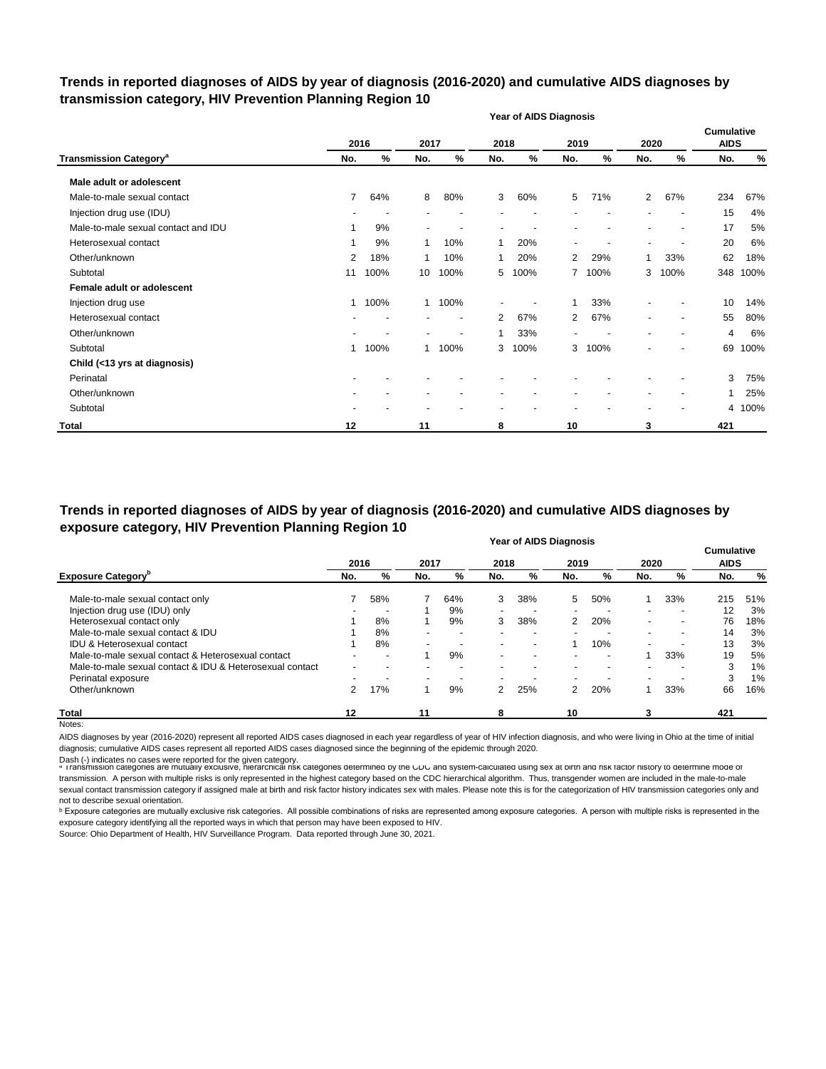## Trends in reported diagnoses of AIDS by year of diagnosis (2016-2020) and cumulative AIDS diagnoses by transmission category, HIV Prevention Planning Region 10

| Transmission Category[a] | 2016 No. | 2016 % | 2017 No. | 2017 % | 2018 No. | 2018 % | 2019 No. | 2019 % | 2020 No. | 2020 % | Cumulative AIDS No. | Cumulative AIDS % |
|---|---|---|---|---|---|---|---|---|---|---|---|---|
| **Male adult or adolescent** | | | | | | | | | | | | |
| Male-to-male sexual contact | 7 | 64% | 8 | 80% | 3 | 60% | 5 | 71% | 2 | 67% | 234 | 67% |
| Injection drug use (IDU) | - | - | - | - | - | - | - | - | - | - | 15 | 4% |
| Male-to-male sexual contact and IDU | 1 | 9% | - | - | - | - | - | - | - | - | 17 | 5% |
| Heterosexual contact | 1 | 9% | 1 | 10% | 1 | 20% | - | - | - | - | 20 | 6% |
| Other/unknown | 2 | 18% | 1 | 10% | 1 | 20% | 2 | 29% | 1 | 33% | 62 | 18% |
| Subtotal | 11 | 100% | 10 | 100% | 5 | 100% | 7 | 100% | 3 | 100% | 348 | 100% |
| **Female adult or adolescent** | | | | | | | | | | | | |
| Injection drug use | 1 | 100% | 1 | 100% | - | - | 1 | 33% | - | - | 10 | 14% |
| Heterosexual contact | - | - | - | - | 2 | 67% | 2 | 67% | - | - | 55 | 80% |
| Other/unknown | - | - | - | - | 1 | 33% | - | - | - | - | 4 | 6% |
| Subtotal | 1 | 100% | 1 | 100% | 3 | 100% | 3 | 100% | - | - | 69 | 100% |
| **Child (<13 yrs at diagnosis)** | | | | | | | | | | | | |
| Perinatal | - | - | - | - | - | - | - | - | - | - | 3 | 75% |
| Other/unknown | - | - | - | - | - | - | - | - | - | - | 1 | 25% |
| Subtotal | - | - | - | - | - | - | - | - | - | - | 4 | 100% |
| **Total** | **12** | | **11** | | **8** | | **10** | | **3** | | **421** | |

## Trends in reported diagnoses of AIDS by year of diagnosis (2016-2020) and cumulative AIDS diagnoses by exposure category, HIV Prevention Planning Region 10

| Exposure Category[b] | 2016 No. | 2016 % | 2017 No. | 2017 % | 2018 No. | 2018 % | 2019 No. | 2019 % | 2020 No. | 2020 % | Cumulative AIDS No. | Cumulative AIDS % |
|---|---|---|---|---|---|---|---|---|---|---|---|---|
| Male-to-male sexual contact only | 7 | 58% | 7 | 64% | 3 | 38% | 5 | 50% | 1 | 33% | 215 | 51% |
| Injection drug use (IDU) only | - | - | 1 | 9% | - | - | - | - | - | - | 12 | 3% |
| Heterosexual contact only | 1 | 8% | 1 | 9% | 3 | 38% | 2 | 20% | - | - | 76 | 18% |
| Male-to-male sexual contact & IDU | 1 | 8% | - | - | - | - | - | - | - | - | 14 | 3% |
| IDU & Heterosexual contact | 1 | 8% | - | - | - | - | 1 | 10% | - | - | 13 | 3% |
| Male-to-male sexual contact & Heterosexual contact | - | - | 1 | 9% | - | - | - | - | 1 | 33% | 19 | 5% |
| Male-to-male sexual contact & IDU & Heterosexual contact | - | - | - | - | - | - | - | - | - | - | 3 | 1% |
| Perinatal exposure | - | - | - | - | - | - | - | - | - | - | 3 | 1% |
| Other/unknown | 2 | 17% | 1 | 9% | 2 | 25% | 2 | 20% | 1 | 33% | 66 | 16% |
| **Total** | **12** | | **11** | | **8** | | **10** | | **3** | | **421** | |

Notes:

AIDS diagnoses by year (2016-2020) represent all reported AIDS cases diagnosed in each year regardless of year of HIV infection diagnosis, and who were living in Ohio at the time of initial diagnosis; cumulative AIDS cases represent all reported AIDS cases diagnosed since the beginning of the epidemic through 2020.

Dash (-) indicates no cases were reported for the given category.

[a] Transmission categories are mutually exclusive, hierarchical risk categories determined by the CDC and system-calculated using sex at birth and risk factor history to determine mode of transmission. A person with multiple risks is only represented in the highest category based on the CDC hierarchical algorithm. Thus, transgender women are included in the male-to-male sexual contact transmission category if assigned male at birth and risk factor history indicates sex with males. Please note this is for the categorization of HIV transmission categories only and not to describe sexual orientation.

[b] Exposure categories are mutually exclusive risk categories. All possible combinations of risks are represented among exposure categories. A person with multiple risks is represented in the exposure category identifying all the reported ways in which that person may have been exposed to HIV.

Source: Ohio Department of Health, HIV Surveillance Program. Data reported through June 30, 2021.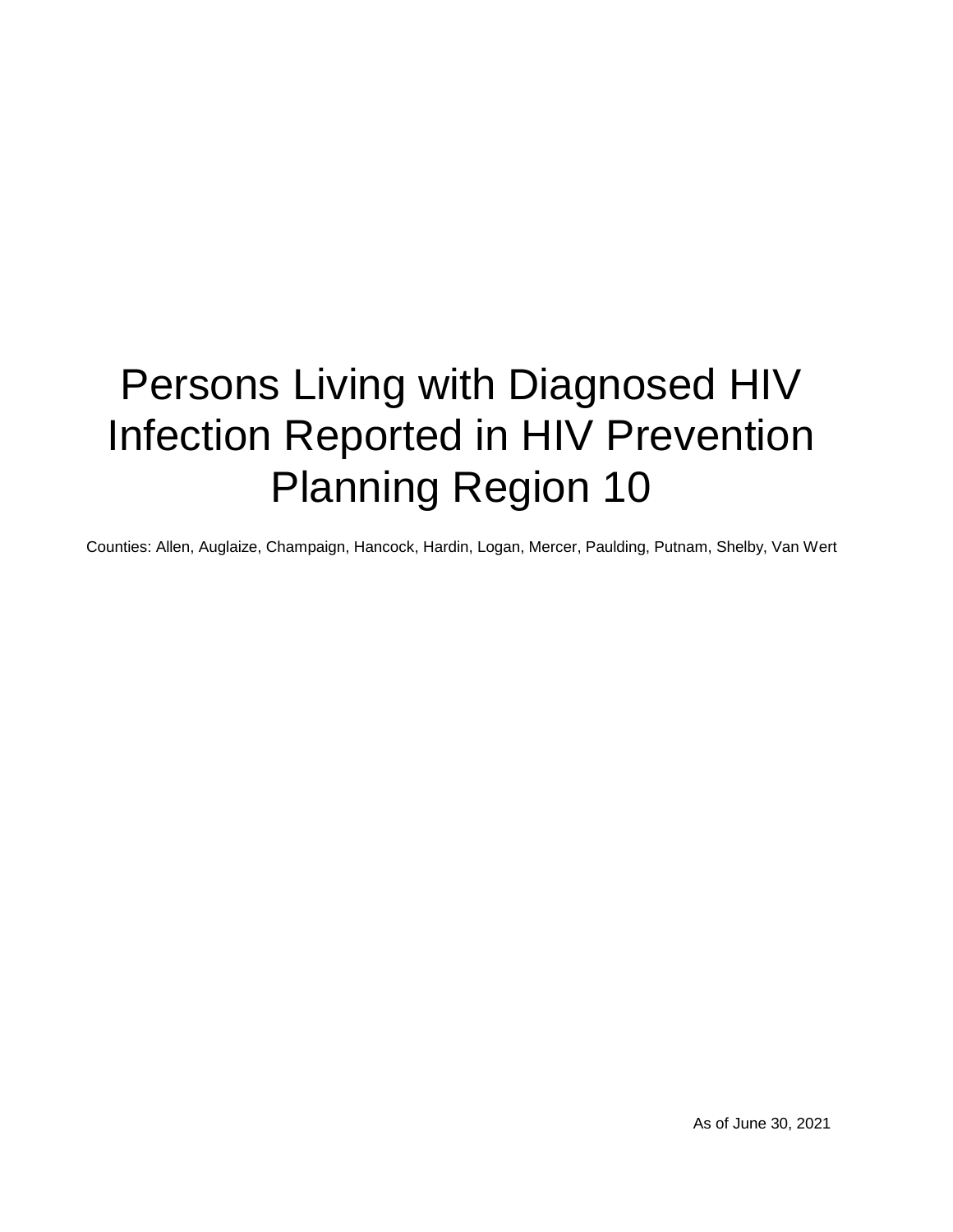# Persons Living with Diagnosed HIV Infection Reported in HIV Prevention Planning Region 10

Counties: Allen, Auglaize, Champaign, Hancock, Hardin, Logan, Mercer, Paulding, Putnam, Shelby, Van Wert

As of June 30, 2021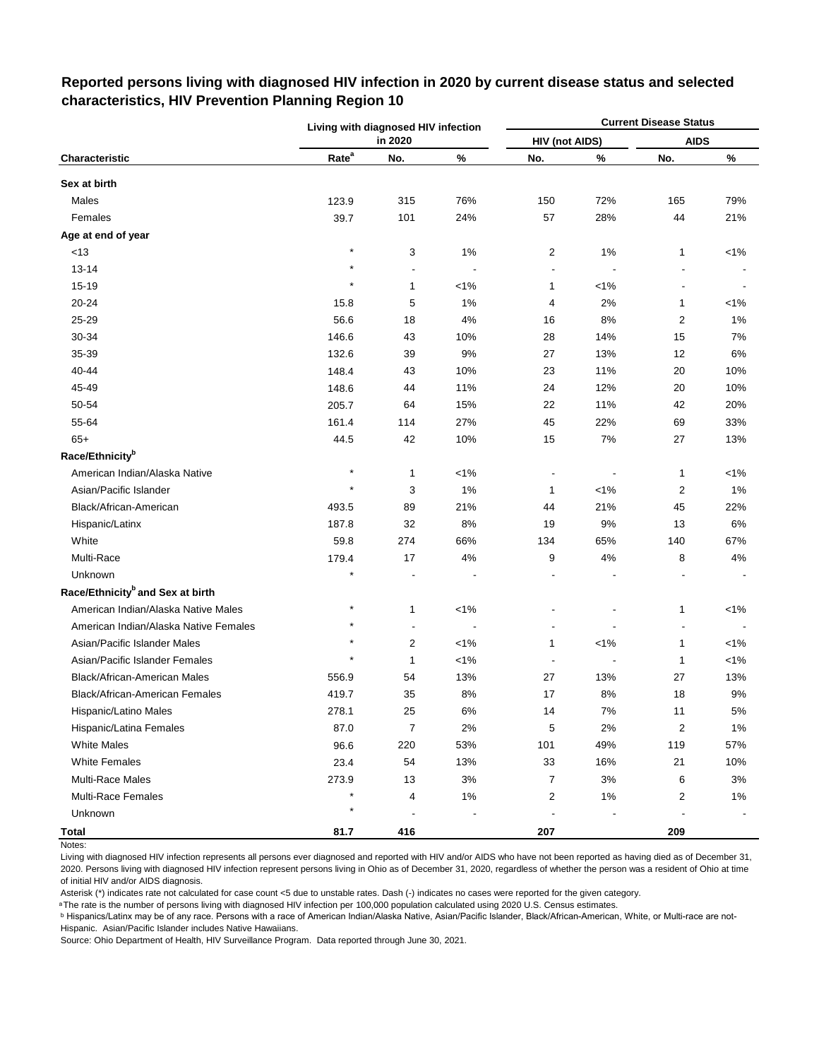## Reported persons living with diagnosed HIV infection in 2020 by current disease status and selected characteristics, HIV Prevention Planning Region 10

| Characteristic | Living with diagnosed HIV infection in 2020 | | | Current Disease Status | | | |
|---|---|---|---|---|---|---|---|
| | | | | HIV (not AIDS) | | AIDS | |
| | Rate[a] | No. | % | No. | % | No. | % |
| **Sex at birth** | | | | | | | |
| Males | 123.9 | 315 | 76% | 150 | 72% | 165 | 79% |
| Females | 39.7 | 101 | 24% | 57 | 28% | 44 | 21% |
| **Age at end of year** | | | | | | | |
| <13 | * | 3 | 1% | 2 | 1% | 1 | <1% |
| 13-14 | * | - | - | - | - | - | - |
| 15-19 | * | 1 | <1% | 1 | <1% | - | - |
| 20-24 | 15.8 | 5 | 1% | 4 | 2% | 1 | <1% |
| 25-29 | 56.6 | 18 | 4% | 16 | 8% | 2 | 1% |
| 30-34 | 146.6 | 43 | 10% | 28 | 14% | 15 | 7% |
| 35-39 | 132.6 | 39 | 9% | 27 | 13% | 12 | 6% |
| 40-44 | 148.4 | 43 | 10% | 23 | 11% | 20 | 10% |
| 45-49 | 148.6 | 44 | 11% | 24 | 12% | 20 | 10% |
| 50-54 | 205.7 | 64 | 15% | 22 | 11% | 42 | 20% |
| 55-64 | 161.4 | 114 | 27% | 45 | 22% | 69 | 33% |
| 65+ | 44.5 | 42 | 10% | 15 | 7% | 27 | 13% |
| **Race/Ethnicity[b]** | | | | | | | |
| American Indian/Alaska Native | * | 1 | <1% | - | - | 1 | <1% |
| Asian/Pacific Islander | * | 3 | 1% | 1 | <1% | 2 | 1% |
| Black/African-American | 493.5 | 89 | 21% | 44 | 21% | 45 | 22% |
| Hispanic/Latinx | 187.8 | 32 | 8% | 19 | 9% | 13 | 6% |
| White | 59.8 | 274 | 66% | 134 | 65% | 140 | 67% |
| Multi-Race | 179.4 | 17 | 4% | 9 | 4% | 8 | 4% |
| Unknown | * | - | - | - | - | - | - |
| **Race/Ethnicity[b] and Sex at birth** | | | | | | | |
| American Indian/Alaska Native Males | * | 1 | <1% | - | - | 1 | <1% |
| American Indian/Alaska Native Females | * | - | - | - | - | - | - |
| Asian/Pacific Islander Males | * | 2 | <1% | 1 | <1% | 1 | <1% |
| Asian/Pacific Islander Females | * | 1 | <1% | - | - | 1 | <1% |
| Black/African-American Males | 556.9 | 54 | 13% | 27 | 13% | 27 | 13% |
| Black/African-American Females | 419.7 | 35 | 8% | 17 | 8% | 18 | 9% |
| Hispanic/Latino Males | 278.1 | 25 | 6% | 14 | 7% | 11 | 5% |
| Hispanic/Latina Females | 87.0 | 7 | 2% | 5 | 2% | 2 | 1% |
| White Males | 96.6 | 220 | 53% | 101 | 49% | 119 | 57% |
| White Females | 23.4 | 54 | 13% | 33 | 16% | 21 | 10% |
| Multi-Race Males | 273.9 | 13 | 3% | 7 | 3% | 6 | 3% |
| Multi-Race Females | * | 4 | 1% | 2 | 1% | 2 | 1% |
| Unknown | * | - | - | - | - | - | - |
| **Total** | **81.7** | **416** | | **207** | | **209** | |

Notes:

Living with diagnosed HIV infection represents all persons ever diagnosed and reported with HIV and/or AIDS who have not been reported as having died as of December 31, 2020. Persons living with diagnosed HIV infection represent persons living in Ohio as of December 31, 2020, regardless of whether the person was a resident of Ohio at time of initial HIV and/or AIDS diagnosis.

Asterisk (*) indicates rate not calculated for case count <5 due to unstable rates. Dash (-) indicates no cases were reported for the given category.

[a] The rate is the number of persons living with diagnosed HIV infection per 100,000 population calculated using 2020 U.S. Census estimates.

[b] Hispanics/Latinx may be of any race. Persons with a race of American Indian/Alaska Native, Asian/Pacific Islander, Black/African-American, White, or Multi-race are not-Hispanic. Asian/Pacific Islander includes Native Hawaiians.

Source: Ohio Department of Health, HIV Surveillance Program. Data reported through June 30, 2021.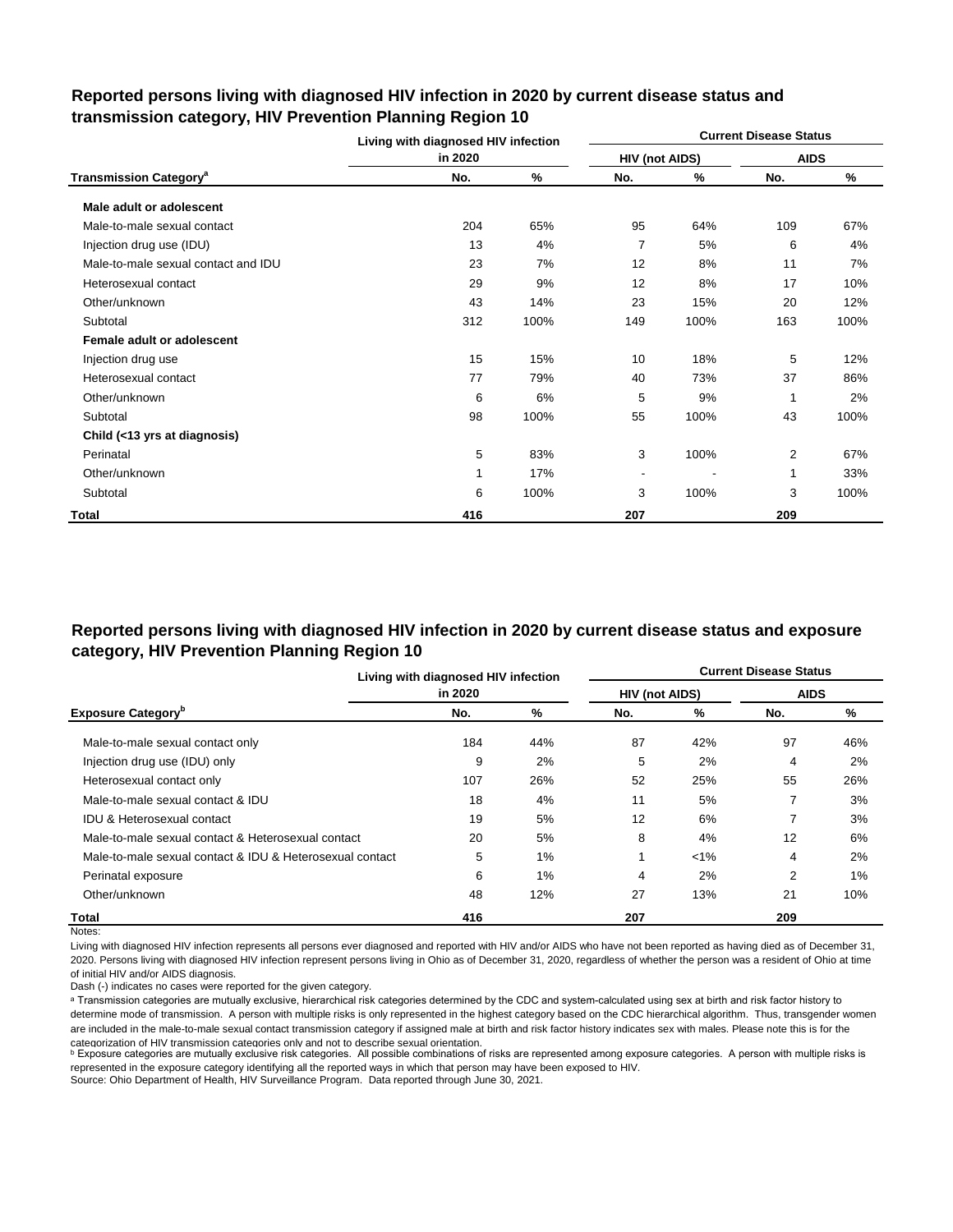## Reported persons living with diagnosed HIV infection in 2020 by current disease status and transmission category, HIV Prevention Planning Region 10

| Transmission Category[a] | Living with diagnosed HIV infection in 2020 | | Current Disease Status: HIV (not AIDS) | | Current Disease Status: AIDS | |
|---|---|---|---|---|---|---|
| | No. | % | No. | % | No. | % |
| **Male adult or adolescent** | | | | | | |
| Male-to-male sexual contact | 204 | 65% | 95 | 64% | 109 | 67% |
| Injection drug use (IDU) | 13 | 4% | 7 | 5% | 6 | 4% |
| Male-to-male sexual contact and IDU | 23 | 7% | 12 | 8% | 11 | 7% |
| Heterosexual contact | 29 | 9% | 12 | 8% | 17 | 10% |
| Other/unknown | 43 | 14% | 23 | 15% | 20 | 12% |
| Subtotal | 312 | 100% | 149 | 100% | 163 | 100% |
| **Female adult or adolescent** | | | | | | |
| Injection drug use | 15 | 15% | 10 | 18% | 5 | 12% |
| Heterosexual contact | 77 | 79% | 40 | 73% | 37 | 86% |
| Other/unknown | 6 | 6% | 5 | 9% | 1 | 2% |
| Subtotal | 98 | 100% | 55 | 100% | 43 | 100% |
| **Child (<13 yrs at diagnosis)** | | | | | | |
| Perinatal | 5 | 83% | 3 | 100% | 2 | 67% |
| Other/unknown | 1 | 17% | - | - | 1 | 33% |
| Subtotal | 6 | 100% | 3 | 100% | 3 | 100% |
| **Total** | **416** | | **207** | | **209** | |

## Reported persons living with diagnosed HIV infection in 2020 by current disease status and exposure category, HIV Prevention Planning Region 10

| Exposure Category[b] | Living with diagnosed HIV infection in 2020 | | Current Disease Status: HIV (not AIDS) | | Current Disease Status: AIDS | |
|---|---|---|---|---|---|---|
| | No. | % | No. | % | No. | % |
| Male-to-male sexual contact only | 184 | 44% | 87 | 42% | 97 | 46% |
| Injection drug use (IDU) only | 9 | 2% | 5 | 2% | 4 | 2% |
| Heterosexual contact only | 107 | 26% | 52 | 25% | 55 | 26% |
| Male-to-male sexual contact & IDU | 18 | 4% | 11 | 5% | 7 | 3% |
| IDU & Heterosexual contact | 19 | 5% | 12 | 6% | 7 | 3% |
| Male-to-male sexual contact & Heterosexual contact | 20 | 5% | 8 | 4% | 12 | 6% |
| Male-to-male sexual contact & IDU & Heterosexual contact | 5 | 1% | 1 | <1% | 4 | 2% |
| Perinatal exposure | 6 | 1% | 4 | 2% | 2 | 1% |
| Other/unknown | 48 | 12% | 27 | 13% | 21 | 10% |
| **Total** | **416** | | **207** | | **209** | |

Notes:

Living with diagnosed HIV infection represents all persons ever diagnosed and reported with HIV and/or AIDS who have not been reported as having died as of December 31, 2020. Persons living with diagnosed HIV infection represent persons living in Ohio as of December 31, 2020, regardless of whether the person was a resident of Ohio at time of initial HIV and/or AIDS diagnosis.

Dash (-) indicates no cases were reported for the given category.

[a] Transmission categories are mutually exclusive, hierarchical risk categories determined by the CDC and system-calculated using sex at birth and risk factor history to determine mode of transmission. A person with multiple risks is only represented in the highest category based on the CDC hierarchical algorithm. Thus, transgender women are included in the male-to-male sexual contact transmission category if assigned male at birth and risk factor history indicates sex with males. Please note this is for the categorization of HIV transmission categories only and not to describe sexual orientation.

[b] Exposure categories are mutually exclusive risk categories. All possible combinations of risks are represented among exposure categories. A person with multiple risks is represented in the exposure category identifying all the reported ways in which that person may have been exposed to HIV.

Source: Ohio Department of Health, HIV Surveillance Program. Data reported through June 30, 2021.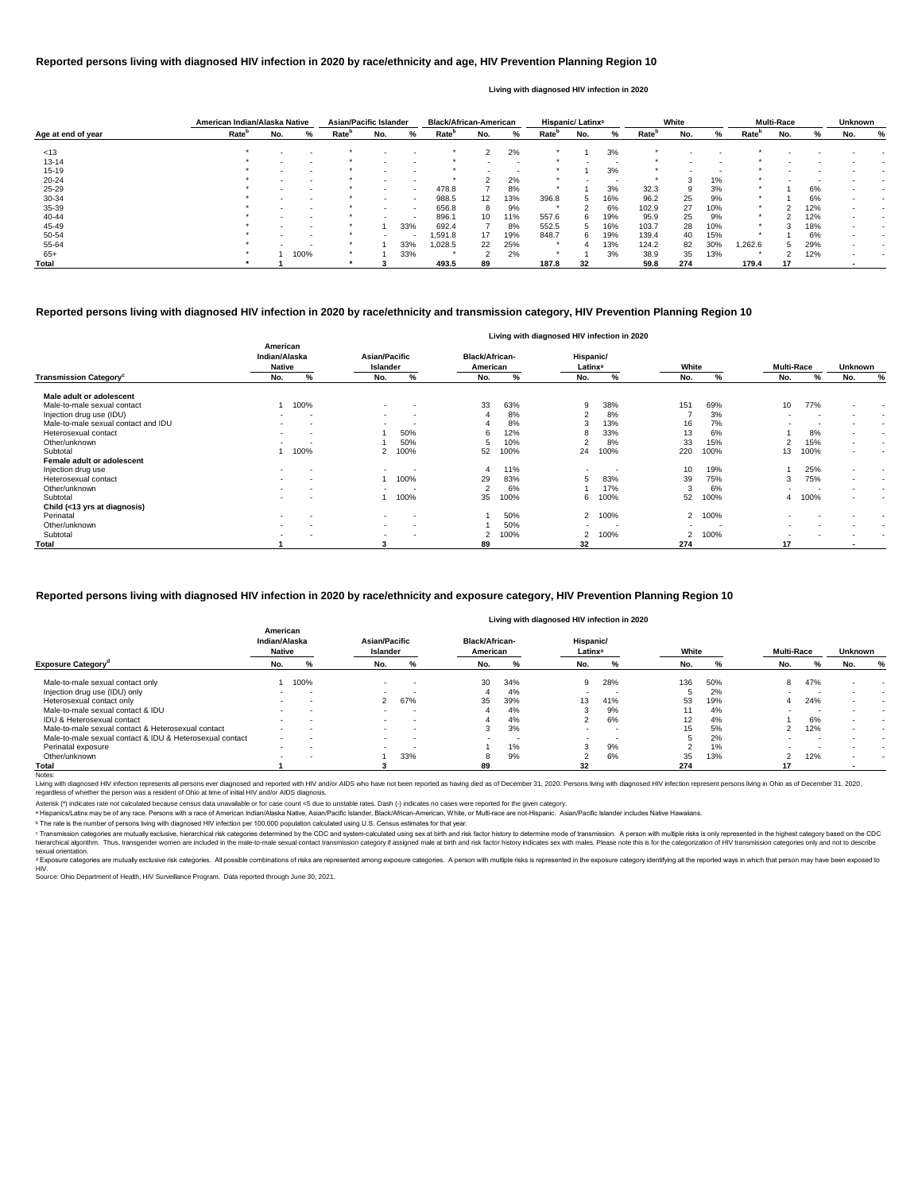## Reported persons living with diagnosed HIV infection in 2020 by race/ethnicity and age, HIV Prevention Planning Region 10

Living with diagnosed HIV infection in 2020

| Age at end of year | American Indian/Alaska Native | | | Asian/Pacific Islander | | | Black/African-American | | | Hispanic/ Latinx[a] | | | White | | | Multi-Race | | | Unknown | |
|---|---|---|---|---|---|---|---|---|---|---|---|---|---|---|---|---|---|---|---|---|
| | Rate[b] | No. | % | Rate[b] | No. | % | Rate[b] | No. | % | Rate[b] | No. | % | Rate[b] | No. | % | Rate[b] | No. | % | No. | % |
| <13 | * | - | - | * | - | - | * | 2 | 2% | * | 1 | 3% | * | - | - | * | - | - | - | - |
| 13-14 | * | - | - | * | - | - | * | - | - | * | - | - | * | - | - | * | - | - | - | - |
| 15-19 | * | - | - | * | - | - | * | - | - | * | 1 | 3% | * | - | - | * | - | - | - | - |
| 20-24 | * | - | - | * | - | - | * | 2 | 2% | * | - | - | * | 3 | 1% | * | - | - | - | - |
| 25-29 | * | - | - | * | - | - | 478.8 | 7 | 8% | * | 1 | 3% | 32.3 | 9 | 3% | * | 1 | 6% | - | - |
| 30-34 | * | - | - | * | - | - | 988.5 | 12 | 13% | 396.8 | 5 | 16% | 96.2 | 25 | 9% | * | 1 | 6% | - | - |
| 35-39 | * | - | - | * | - | - | 656.8 | 8 | 9% | * | 2 | 6% | 102.9 | 27 | 10% | * | 2 | 12% | - | - |
| 40-44 | * | - | - | * | - | - | 896.1 | 10 | 11% | 557.6 | 6 | 19% | 95.9 | 25 | 9% | * | 2 | 12% | - | - |
| 45-49 | * | - | - | * | 1 | 33% | 692.4 | 7 | 8% | 552.5 | 5 | 16% | 103.7 | 28 | 10% | * | 3 | 18% | - | - |
| 50-54 | * | - | - | * | - | - | 1,591.8 | 17 | 19% | 848.7 | 6 | 19% | 139.4 | 40 | 15% | * | 1 | 6% | - | - |
| 55-64 | * | - | - | * | 1 | 33% | 1,028.5 | 22 | 25% | * | 4 | 13% | 124.2 | 82 | 30% | 1,262.6 | 5 | 29% | - | - |
| 65+ | * | 1 | 100% | * | 1 | 33% | * | 2 | 2% | * | 1 | 3% | 38.9 | 35 | 13% | * | 2 | 12% | - | - |
| **Total** | * | **1** | | * | **3** | | **493.5** | **89** | | **187.8** | **32** | | **59.8** | **274** | | **179.4** | **17** | | **-** | |

## Reported persons living with diagnosed HIV infection in 2020 by race/ethnicity and transmission category, HIV Prevention Planning Region 10

Living with diagnosed HIV infection in 2020

| Transmission Category[c] | American Indian/Alaska Native | | Asian/Pacific Islander | | Black/African-American | | Hispanic/ Latinx[a] | | White | | Multi-Race | | Unknown | |
|---|---|---|---|---|---|---|---|---|---|---|---|---|---|---|
| | No. | % | No. | % | No. | % | No. | % | No. | % | No. | % | No. | % |
| **Male adult or adolescent** | | | | | | | | | | | | | | |
| Male-to-male sexual contact | 1 | 100% | - | - | 33 | 63% | 9 | 38% | 151 | 69% | 10 | 77% | - | - |
| Injection drug use (IDU) | - | - | - | - | 4 | 8% | 2 | 8% | 7 | 3% | - | - | - | - |
| Male-to-male sexual contact and IDU | - | - | - | - | 4 | 8% | 3 | 13% | 16 | 7% | - | - | - | - |
| Heterosexual contact | - | - | 1 | 50% | 6 | 12% | 8 | 33% | 13 | 6% | 1 | 8% | - | - |
| Other/unknown | - | - | 1 | 50% | 5 | 10% | 2 | 8% | 33 | 15% | 2 | 15% | - | - |
| Subtotal | 1 | 100% | 2 | 100% | 52 | 100% | 24 | 100% | 220 | 100% | 13 | 100% | - | - |
| **Female adult or adolescent** | | | | | | | | | | | | | | |
| Injection drug use | - | - | - | - | 4 | 11% | - | - | 10 | 19% | 1 | 25% | - | - |
| Heterosexual contact | - | - | 1 | 100% | 29 | 83% | 5 | 83% | 39 | 75% | 3 | 75% | - | - |
| Other/unknown | - | - | - | - | 2 | 6% | 1 | 17% | 3 | 6% | - | - | - | - |
| Subtotal | - | - | 1 | 100% | 35 | 100% | 6 | 100% | 52 | 100% | 4 | 100% | - | - |
| **Child (<13 yrs at diagnosis)** | | | | | | | | | | | | | | |
| Perinatal | - | - | - | - | 1 | 50% | 2 | 100% | 2 | 100% | - | - | - | - |
| Other/unknown | - | - | - | - | 1 | 50% | - | - | - | - | - | - | - | - |
| Subtotal | - | - | - | - | 2 | 100% | 2 | 100% | 2 | 100% | - | - | - | - |
| **Total** | **1** | | **3** | | **89** | | **32** | | **274** | | **17** | | **-** | |

## Reported persons living with diagnosed HIV infection in 2020 by race/ethnicity and exposure category, HIV Prevention Planning Region 10

Living with diagnosed HIV infection in 2020

| Exposure Category[d] | American Indian/Alaska Native | | Asian/Pacific Islander | | Black/African-American | | Hispanic/ Latinx[a] | | White | | Multi-Race | | Unknown | |
|---|---|---|---|---|---|---|---|---|---|---|---|---|---|---|
| | No. | % | No. | % | No. | % | No. | % | No. | % | No. | % | No. | % |
| Male-to-male sexual contact only | 1 | 100% | - | - | 30 | 34% | 9 | 28% | 136 | 50% | 8 | 47% | - | - |
| Injection drug use (IDU) only | - | - | - | - | 4 | 4% | - | - | 5 | 2% | - | - | - | - |
| Heterosexual contact only | - | - | 2 | 67% | 35 | 39% | 13 | 41% | 53 | 19% | 4 | 24% | - | - |
| Male-to-male sexual contact & IDU | - | - | - | - | 4 | 4% | 3 | 9% | 11 | 4% | - | - | - | - |
| IDU & Heterosexual contact | - | - | - | - | 4 | 4% | 2 | 6% | 12 | 4% | 1 | 6% | - | - |
| Male-to-male sexual contact & Heterosexual contact | - | - | - | - | 3 | 3% | - | - | 15 | 5% | 2 | 12% | - | - |
| Male-to-male sexual contact & IDU & Heterosexual contact | - | - | - | - | - | - | - | - | 5 | 2% | - | - | - | - |
| Perinatal exposure | - | - | - | - | 1 | 1% | 3 | 9% | 2 | 1% | - | - | - | - |
| Other/unknown | - | - | 1 | 33% | 8 | 9% | 2 | 6% | 35 | 13% | 2 | 12% | - | - |
| **Total** | **1** | | **3** | | **89** | | **32** | | **274** | | **17** | | **-** | |

Notes:

Living with diagnosed HIV infection represents all persons ever diagnosed and reported with HIV and/or AIDS who have not been reported as having died as of December 31, 2020. Persons living with diagnosed HIV infection represent persons living in Ohio as of December 31, 2020, regardless of whether the person was a resident of Ohio at time of initial HIV and/or AIDS diagnosis.

Asterisk (*) indicates rate not calculated because census data unavailable or for case count <5 due to unstable rates. Dash (-) indicates no cases were reported for the given category.

[a] Hispanics/Latinx may be of any race. Persons with a race of American Indian/Alaska Native, Asian/Pacific Islander, Black/African-American, White, or Multi-race are not-Hispanic. Asian/Pacific Islander includes Native Hawaiians.

[b] The rate is the number of persons living with diagnosed HIV infection per 100,000 population calculated using U.S. Census estimates for that year.

[c] Transmission categories are mutually exclusive, hierarchical risk categories determined by the CDC and system-calculated using sex at birth and risk factor history to determine mode of transmission. A person with multiple risks is only represented in the highest category based on the CDC hierarchical algorithm. Thus, transgender women are included in the male-to-male sexual contact transmission category if assigned male at birth and risk factor history indicates sex with males. Please note this is for the categorization of HIV transmission categories only and not to describe sexual orientation.

[d] Exposure categories are mutually exclusive risk categories. All possible combinations of risks are represented among exposure categories. A person with multiple risks is represented in the exposure category identifying all the reported ways in which that person may have been exposed to HIV.

Source: Ohio Department of Health, HIV Surveillance Program. Data reported through June 30, 2021.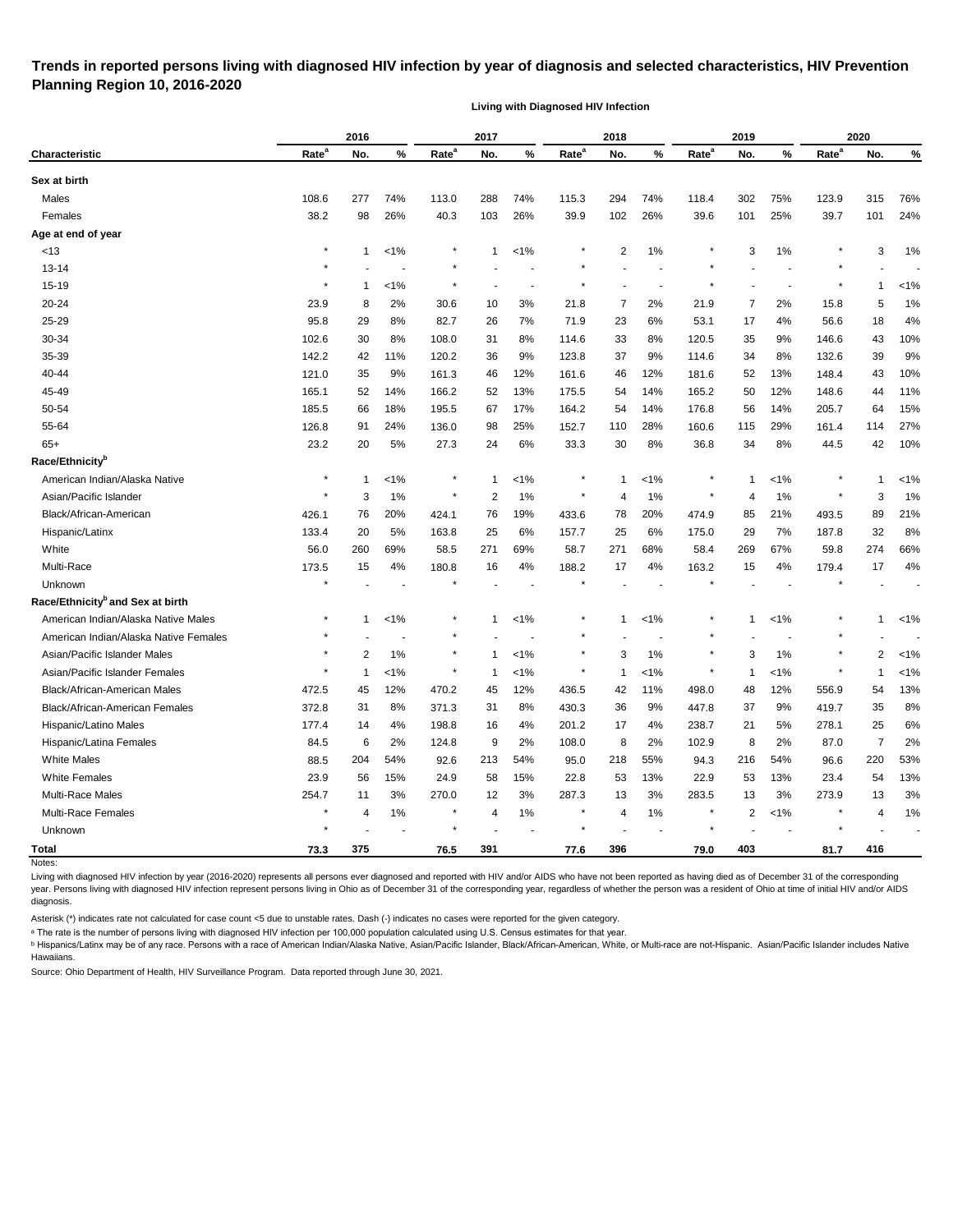# Trends in reported persons living with diagnosed HIV infection by year of diagnosis and selected characteristics, HIV Prevention Planning Region 10, 2016-2020

**Living with Diagnosed HIV Infection**

| Characteristic | 2016 Rate[a] | 2016 No. | 2016 % | 2017 Rate[a] | 2017 No. | 2017 % | 2018 Rate[a] | 2018 No. | 2018 % | 2019 Rate[a] | 2019 No. | 2019 % | 2020 Rate[a] | 2020 No. | 2020 % |
|---|---|---|---|---|---|---|---|---|---|---|---|---|---|---|---|
| **Sex at birth** | | | | | | | | | | | | | | | |
| Males | 108.6 | 277 | 74% | 113.0 | 288 | 74% | 115.3 | 294 | 74% | 118.4 | 302 | 75% | 123.9 | 315 | 76% |
| Females | 38.2 | 98 | 26% | 40.3 | 103 | 26% | 39.9 | 102 | 26% | 39.6 | 101 | 25% | 39.7 | 101 | 24% |
| **Age at end of year** | | | | | | | | | | | | | | | |
| <13 | * | 1 | <1% | * | 1 | <1% | * | 2 | 1% | * | 3 | 1% | * | 3 | 1% |
| 13-14 | * | - | - | * | - | - | * | - | - | * | - | - | * | - | - |
| 15-19 | * | 1 | <1% | * | - | - | * | - | - | * | - | - | * | 1 | <1% |
| 20-24 | 23.9 | 8 | 2% | 30.6 | 10 | 3% | 21.8 | 7 | 2% | 21.9 | 7 | 2% | 15.8 | 5 | 1% |
| 25-29 | 95.8 | 29 | 8% | 82.7 | 26 | 7% | 71.9 | 23 | 6% | 53.1 | 17 | 4% | 56.6 | 18 | 4% |
| 30-34 | 102.6 | 30 | 8% | 108.0 | 31 | 8% | 114.6 | 33 | 8% | 120.5 | 35 | 9% | 146.6 | 43 | 10% |
| 35-39 | 142.2 | 42 | 11% | 120.2 | 36 | 9% | 123.8 | 37 | 9% | 114.6 | 34 | 8% | 132.6 | 39 | 9% |
| 40-44 | 121.0 | 35 | 9% | 161.3 | 46 | 12% | 161.6 | 46 | 12% | 181.6 | 52 | 13% | 148.4 | 43 | 10% |
| 45-49 | 165.1 | 52 | 14% | 166.2 | 52 | 13% | 175.5 | 54 | 14% | 165.2 | 50 | 12% | 148.6 | 44 | 11% |
| 50-54 | 185.5 | 66 | 18% | 195.5 | 67 | 17% | 164.2 | 54 | 14% | 176.8 | 56 | 14% | 205.7 | 64 | 15% |
| 55-64 | 126.8 | 91 | 24% | 136.0 | 98 | 25% | 152.7 | 110 | 28% | 160.6 | 115 | 29% | 161.4 | 114 | 27% |
| 65+ | 23.2 | 20 | 5% | 27.3 | 24 | 6% | 33.3 | 30 | 8% | 36.8 | 34 | 8% | 44.5 | 42 | 10% |
| **Race/Ethnicity[b]** | | | | | | | | | | | | | | | |
| American Indian/Alaska Native | * | 1 | <1% | * | 1 | <1% | * | 1 | <1% | * | 1 | <1% | * | 1 | <1% |
| Asian/Pacific Islander | * | 3 | 1% | * | 2 | 1% | * | 4 | 1% | * | 4 | 1% | * | 3 | 1% |
| Black/African-American | 426.1 | 76 | 20% | 424.1 | 76 | 19% | 433.6 | 78 | 20% | 474.9 | 85 | 21% | 493.5 | 89 | 21% |
| Hispanic/Latinx | 133.4 | 20 | 5% | 163.8 | 25 | 6% | 157.7 | 25 | 6% | 175.0 | 29 | 7% | 187.8 | 32 | 8% |
| White | 56.0 | 260 | 69% | 58.5 | 271 | 69% | 58.7 | 271 | 68% | 58.4 | 269 | 67% | 59.8 | 274 | 66% |
| Multi-Race | 173.5 | 15 | 4% | 180.8 | 16 | 4% | 188.2 | 17 | 4% | 163.2 | 15 | 4% | 179.4 | 17 | 4% |
| Unknown | * | - | - | * | - | - | * | - | - | * | - | - | * | - | - |
| **Race/Ethnicity[b] and Sex at birth** | | | | | | | | | | | | | | | |
| American Indian/Alaska Native Males | * | 1 | <1% | * | 1 | <1% | * | 1 | <1% | * | 1 | <1% | * | 1 | <1% |
| American Indian/Alaska Native Females | * | - | - | * | - | - | * | - | - | * | - | - | * | - | - |
| Asian/Pacific Islander Males | * | 2 | 1% | * | 1 | <1% | * | 3 | 1% | * | 3 | 1% | * | 2 | <1% |
| Asian/Pacific Islander Females | * | 1 | <1% | * | 1 | <1% | * | 1 | <1% | * | 1 | <1% | * | 1 | <1% |
| Black/African-American Males | 472.5 | 45 | 12% | 470.2 | 45 | 12% | 436.5 | 42 | 11% | 498.0 | 48 | 12% | 556.9 | 54 | 13% |
| Black/African-American Females | 372.8 | 31 | 8% | 371.3 | 31 | 8% | 430.3 | 36 | 9% | 447.8 | 37 | 9% | 419.7 | 35 | 8% |
| Hispanic/Latino Males | 177.4 | 14 | 4% | 198.8 | 16 | 4% | 201.2 | 17 | 4% | 238.7 | 21 | 5% | 278.1 | 25 | 6% |
| Hispanic/Latina Females | 84.5 | 6 | 2% | 124.8 | 9 | 2% | 108.0 | 8 | 2% | 102.9 | 8 | 2% | 87.0 | 7 | 2% |
| White Males | 88.5 | 204 | 54% | 92.6 | 213 | 54% | 95.0 | 218 | 55% | 94.3 | 216 | 54% | 96.6 | 220 | 53% |
| White Females | 23.9 | 56 | 15% | 24.9 | 58 | 15% | 22.8 | 53 | 13% | 22.9 | 53 | 13% | 23.4 | 54 | 13% |
| Multi-Race Males | 254.7 | 11 | 3% | 270.0 | 12 | 3% | 287.3 | 13 | 3% | 283.5 | 13 | 3% | 273.9 | 13 | 3% |
| Multi-Race Females | * | 4 | 1% | * | 4 | 1% | * | 4 | 1% | * | 2 | <1% | * | 4 | 1% |
| Unknown | * | - | - | * | - | - | * | - | - | * | - | - | * | - | - |
| **Total** | **73.3** | **375** | | **76.5** | **391** | | **77.6** | **396** | | **79.0** | **403** | | **81.7** | **416** | |

Notes:

Living with diagnosed HIV infection by year (2016-2020) represents all persons ever diagnosed and reported with HIV and/or AIDS who have not been reported as having died as of December 31 of the corresponding year. Persons living with diagnosed HIV infection represent persons living in Ohio as of December 31 of the corresponding year, regardless of whether the person was a resident of Ohio at time of initial HIV and/or AIDS diagnosis.

Asterisk (*) indicates rate not calculated for case count <5 due to unstable rates. Dash (-) indicates no cases were reported for the given category.

[a] The rate is the number of persons living with diagnosed HIV infection per 100,000 population calculated using U.S. Census estimates for that year.

[b] Hispanics/Latinx may be of any race. Persons with a race of American Indian/Alaska Native, Asian/Pacific Islander, Black/African-American, White, or Multi-race are not-Hispanic. Asian/Pacific Islander includes Native Hawaiians.

Source: Ohio Department of Health, HIV Surveillance Program. Data reported through June 30, 2021.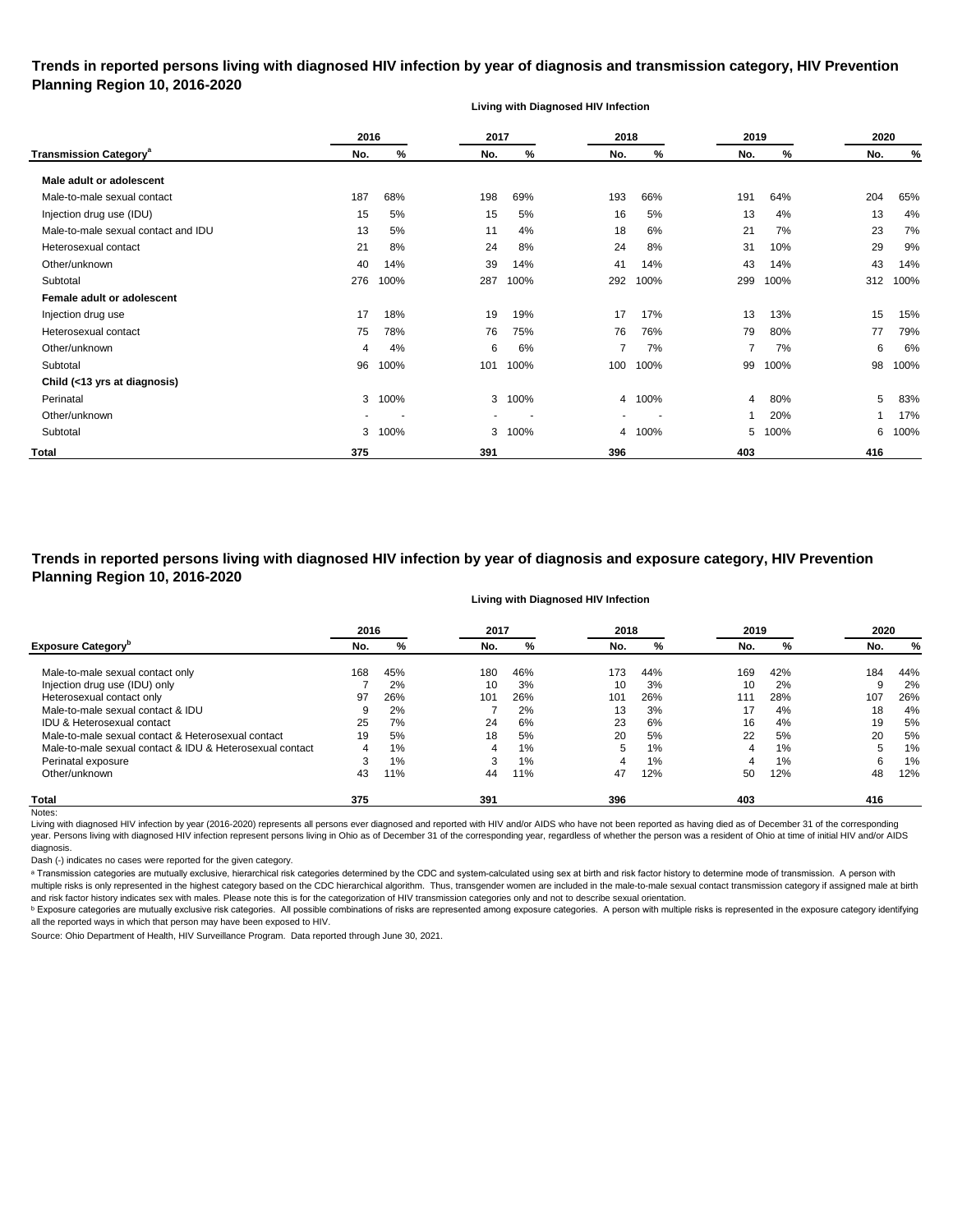## Trends in reported persons living with diagnosed HIV infection by year of diagnosis and transmission category, HIV Prevention Planning Region 10, 2016-2020

**Living with Diagnosed HIV Infection**

| Transmission Category[a] | 2016 No. | 2016 % | 2017 No. | 2017 % | 2018 No. | 2018 % | 2019 No. | 2019 % | 2020 No. | 2020 % |
|---|---|---|---|---|---|---|---|---|---|---|
| **Male adult or adolescent** | | | | | | | | | | |
| Male-to-male sexual contact | 187 | 68% | 198 | 69% | 193 | 66% | 191 | 64% | 204 | 65% |
| Injection drug use (IDU) | 15 | 5% | 15 | 5% | 16 | 5% | 13 | 4% | 13 | 4% |
| Male-to-male sexual contact and IDU | 13 | 5% | 11 | 4% | 18 | 6% | 21 | 7% | 23 | 7% |
| Heterosexual contact | 21 | 8% | 24 | 8% | 24 | 8% | 31 | 10% | 29 | 9% |
| Other/unknown | 40 | 14% | 39 | 14% | 41 | 14% | 43 | 14% | 43 | 14% |
| Subtotal | 276 | 100% | 287 | 100% | 292 | 100% | 299 | 100% | 312 | 100% |
| **Female adult or adolescent** | | | | | | | | | | |
| Injection drug use | 17 | 18% | 19 | 19% | 17 | 17% | 13 | 13% | 15 | 15% |
| Heterosexual contact | 75 | 78% | 76 | 75% | 76 | 76% | 79 | 80% | 77 | 79% |
| Other/unknown | 4 | 4% | 6 | 6% | 7 | 7% | 7 | 7% | 6 | 6% |
| Subtotal | 96 | 100% | 101 | 100% | 100 | 100% | 99 | 100% | 98 | 100% |
| **Child (<13 yrs at diagnosis)** | | | | | | | | | | |
| Perinatal | 3 | 100% | 3 | 100% | 4 | 100% | 4 | 80% | 5 | 83% |
| Other/unknown | - | - | - | - | - | - | 1 | 20% | 1 | 17% |
| Subtotal | 3 | 100% | 3 | 100% | 4 | 100% | 5 | 100% | 6 | 100% |
| **Total** | **375** | | **391** | | **396** | | **403** | | **416** | |

## Trends in reported persons living with diagnosed HIV infection by year of diagnosis and exposure category, HIV Prevention Planning Region 10, 2016-2020

**Living with Diagnosed HIV Infection**

| Exposure Category[b] | 2016 No. | 2016 % | 2017 No. | 2017 % | 2018 No. | 2018 % | 2019 No. | 2019 % | 2020 No. | 2020 % |
|---|---|---|---|---|---|---|---|---|---|---|
| Male-to-male sexual contact only | 168 | 45% | 180 | 46% | 173 | 44% | 169 | 42% | 184 | 44% |
| Injection drug use (IDU) only | 7 | 2% | 10 | 3% | 10 | 3% | 10 | 2% | 9 | 2% |
| Heterosexual contact only | 97 | 26% | 101 | 26% | 101 | 26% | 111 | 28% | 107 | 26% |
| Male-to-male sexual contact & IDU | 9 | 2% | 7 | 2% | 13 | 3% | 17 | 4% | 18 | 4% |
| IDU & Heterosexual contact | 25 | 7% | 24 | 6% | 23 | 6% | 16 | 4% | 19 | 5% |
| Male-to-male sexual contact & Heterosexual contact | 19 | 5% | 18 | 5% | 20 | 5% | 22 | 5% | 20 | 5% |
| Male-to-male sexual contact & IDU & Heterosexual contact | 4 | 1% | 4 | 1% | 5 | 1% | 4 | 1% | 5 | 1% |
| Perinatal exposure | 3 | 1% | 3 | 1% | 4 | 1% | 4 | 1% | 6 | 1% |
| Other/unknown | 43 | 11% | 44 | 11% | 47 | 12% | 50 | 12% | 48 | 12% |
| **Total** | **375** | | **391** | | **396** | | **403** | | **416** | |

Notes:

Living with diagnosed HIV infection by year (2016-2020) represents all persons ever diagnosed and reported with HIV and/or AIDS who have not been reported as having died as of December 31 of the corresponding year. Persons living with diagnosed HIV infection represent persons living in Ohio as of December 31 of the corresponding year, regardless of whether the person was a resident of Ohio at time of initial HIV and/or AIDS diagnosis.

Dash (-) indicates no cases were reported for the given category.

[a] Transmission categories are mutually exclusive, hierarchical risk categories determined by the CDC and system-calculated using sex at birth and risk factor history to determine mode of transmission. A person with multiple risks is only represented in the highest category based on the CDC hierarchical algorithm. Thus, transgender women are included in the male-to-male sexual contact transmission category if assigned male at birth and risk factor history indicates sex with males. Please note this is for the categorization of HIV transmission categories only and not to describe sexual orientation.

[b] Exposure categories are mutually exclusive risk categories. All possible combinations of risks are represented among exposure categories. A person with multiple risks is represented in the exposure category identifying all the reported ways in which that person may have been exposed to HIV.

Source: Ohio Department of Health, HIV Surveillance Program. Data reported through June 30, 2021.